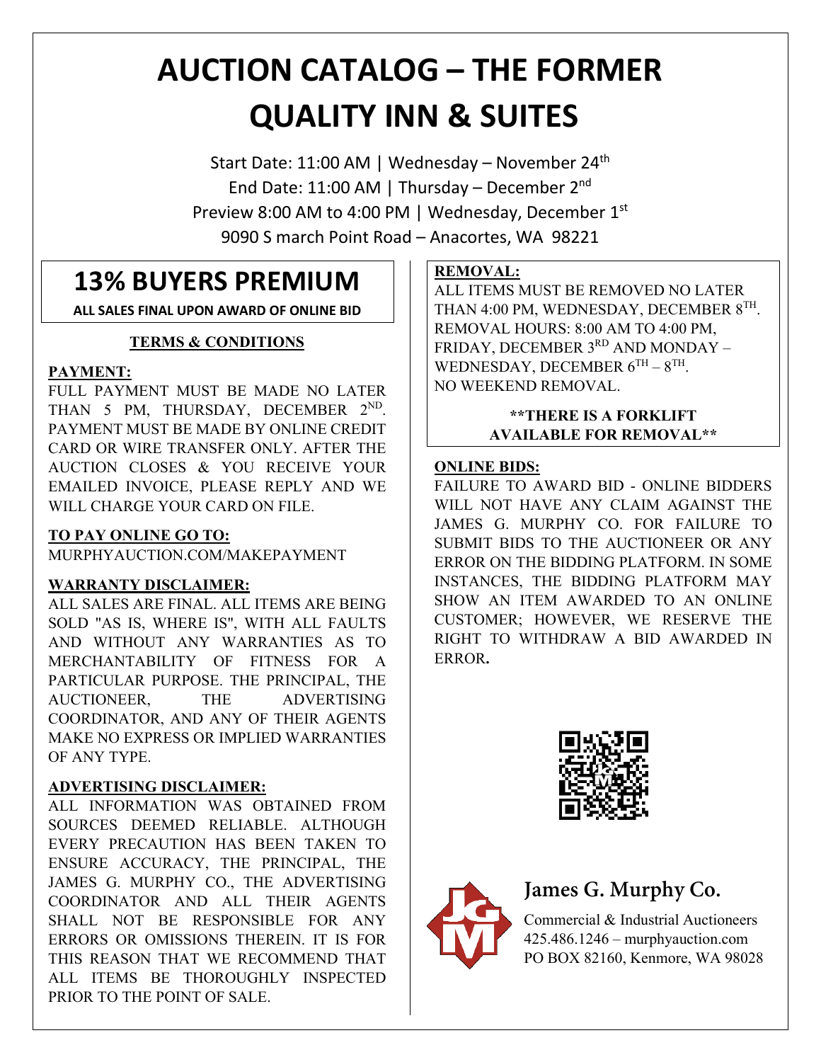# AUCTION CATALOG – THE FORMER QUALITY INN & SUITES

Start Date: 11:00 AM | Wednesday – November 24th
End Date: 11:00 AM | Thursday – December 2nd
Preview 8:00 AM to 4:00 PM | Wednesday, December 1st
9090 S march Point Road – Anacortes, WA 98221

## 13% BUYERS PREMIUM

**ALL SALES FINAL UPON AWARD OF ONLINE BID**

### TERMS & CONDITIONS

**PAYMENT:**

FULL PAYMENT MUST BE MADE NO LATER THAN 5 PM, THURSDAY, DECEMBER 2ND. PAYMENT MUST BE MADE BY ONLINE CREDIT CARD OR WIRE TRANSFER ONLY. AFTER THE AUCTION CLOSES & YOU RECEIVE YOUR EMAILED INVOICE, PLEASE REPLY AND WE WILL CHARGE YOUR CARD ON FILE.

**TO PAY ONLINE GO TO:**

MURPHYAUCTION.COM/MAKEPAYMENT

**WARRANTY DISCLAIMER:**

ALL SALES ARE FINAL. ALL ITEMS ARE BEING SOLD "AS IS, WHERE IS", WITH ALL FAULTS AND WITHOUT ANY WARRANTIES AS TO MERCHANTABILITY OF FITNESS FOR A PARTICULAR PURPOSE. THE PRINCIPAL, THE AUCTIONEER, THE ADVERTISING COORDINATOR, AND ANY OF THEIR AGENTS MAKE NO EXPRESS OR IMPLIED WARRANTIES OF ANY TYPE.

**ADVERTISING DISCLAIMER:**

ALL INFORMATION WAS OBTAINED FROM SOURCES DEEMED RELIABLE. ALTHOUGH EVERY PRECAUTION HAS BEEN TAKEN TO ENSURE ACCURACY, THE PRINCIPAL, THE JAMES G. MURPHY CO., THE ADVERTISING COORDINATOR AND ALL THEIR AGENTS SHALL NOT BE RESPONSIBLE FOR ANY ERRORS OR OMISSIONS THEREIN. IT IS FOR THIS REASON THAT WE RECOMMEND THAT ALL ITEMS BE THOROUGHLY INSPECTED PRIOR TO THE POINT OF SALE.

**REMOVAL:**

ALL ITEMS MUST BE REMOVED NO LATER THAN 4:00 PM, WEDNESDAY, DECEMBER 8TH. REMOVAL HOURS: 8:00 AM TO 4:00 PM, FRIDAY, DECEMBER 3RD AND MONDAY – WEDNESDAY, DECEMBER 6TH – 8TH. NO WEEKEND REMOVAL.

**\*\*THERE IS A FORKLIFT AVAILABLE FOR REMOVAL\*\***

**ONLINE BIDS:**

FAILURE TO AWARD BID - ONLINE BIDDERS WILL NOT HAVE ANY CLAIM AGAINST THE JAMES G. MURPHY CO. FOR FAILURE TO SUBMIT BIDS TO THE AUCTIONEER OR ANY ERROR ON THE BIDDING PLATFORM. IN SOME INSTANCES, THE BIDDING PLATFORM MAY SHOW AN ITEM AWARDED TO AN ONLINE CUSTOMER; HOWEVER, WE RESERVE THE RIGHT TO WITHDRAW A BID AWARDED IN ERROR.

**James G. Murphy Co.**

Commercial & Industrial Auctioneers
425.486.1246 – murphyauction.com
PO BOX 82160, Kenmore, WA 98028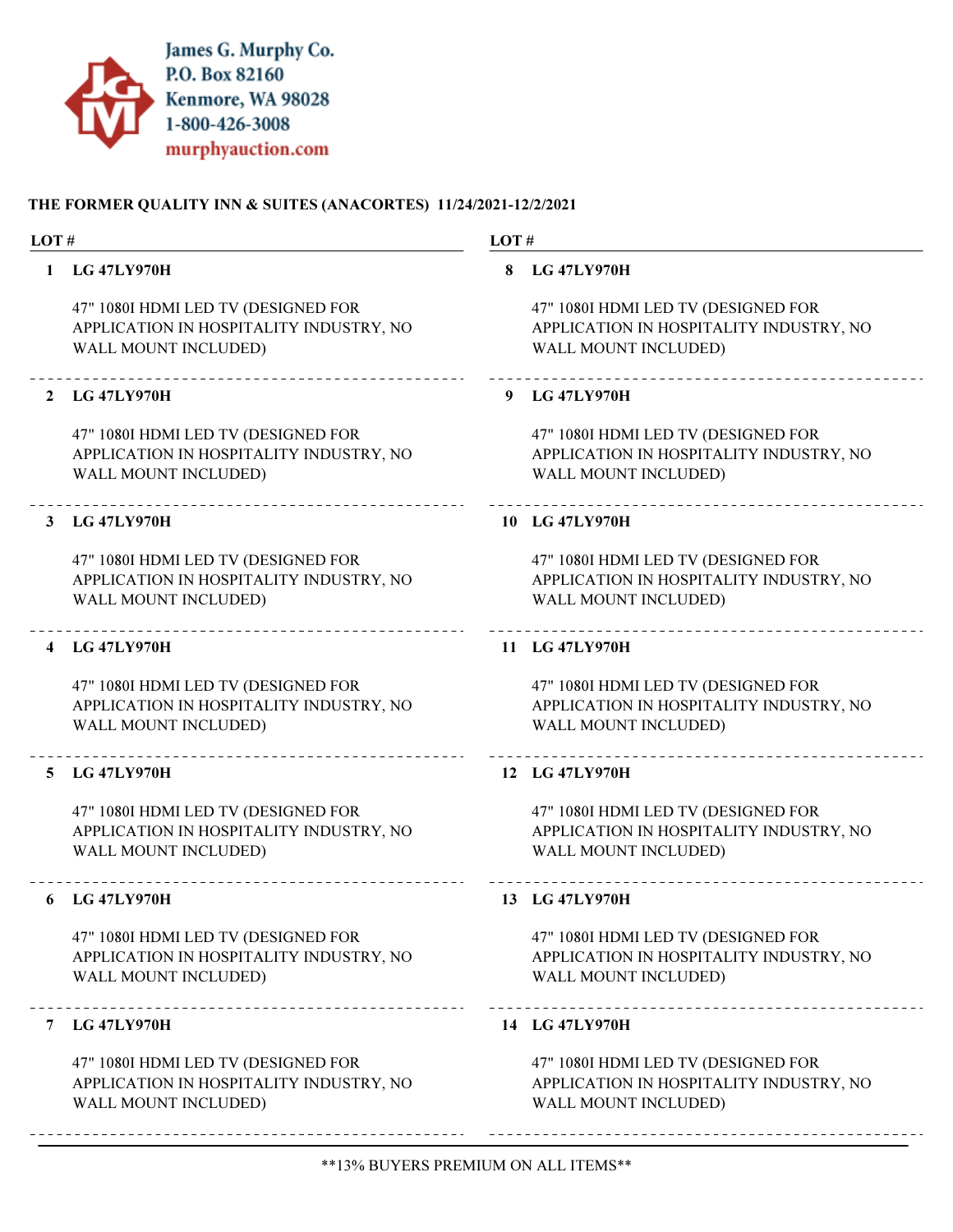James G. Murphy Co.
P.O. Box 82160
Kenmore, WA 98028
1-800-426-3008
murphyauction.com

**THE FORMER QUALITY INN & SUITES (ANACORTES) 11/24/2021-12/2/2021**

**LOT #**

**1 LG 47LY970H**

47" 1080I HDMI LED TV (DESIGNED FOR APPLICATION IN HOSPITALITY INDUSTRY, NO WALL MOUNT INCLUDED)

**2 LG 47LY970H**

47" 1080I HDMI LED TV (DESIGNED FOR APPLICATION IN HOSPITALITY INDUSTRY, NO WALL MOUNT INCLUDED)

**3 LG 47LY970H**

47" 1080I HDMI LED TV (DESIGNED FOR APPLICATION IN HOSPITALITY INDUSTRY, NO WALL MOUNT INCLUDED)

**4 LG 47LY970H**

47" 1080I HDMI LED TV (DESIGNED FOR APPLICATION IN HOSPITALITY INDUSTRY, NO WALL MOUNT INCLUDED)

**5 LG 47LY970H**

47" 1080I HDMI LED TV (DESIGNED FOR APPLICATION IN HOSPITALITY INDUSTRY, NO WALL MOUNT INCLUDED)

**6 LG 47LY970H**

47" 1080I HDMI LED TV (DESIGNED FOR APPLICATION IN HOSPITALITY INDUSTRY, NO WALL MOUNT INCLUDED)

**7 LG 47LY970H**

47" 1080I HDMI LED TV (DESIGNED FOR APPLICATION IN HOSPITALITY INDUSTRY, NO WALL MOUNT INCLUDED)

**8 LG 47LY970H**

47" 1080I HDMI LED TV (DESIGNED FOR APPLICATION IN HOSPITALITY INDUSTRY, NO WALL MOUNT INCLUDED)

**9 LG 47LY970H**

47" 1080I HDMI LED TV (DESIGNED FOR APPLICATION IN HOSPITALITY INDUSTRY, NO WALL MOUNT INCLUDED)

**10 LG 47LY970H**

47" 1080I HDMI LED TV (DESIGNED FOR APPLICATION IN HOSPITALITY INDUSTRY, NO WALL MOUNT INCLUDED)

**11 LG 47LY970H**

47" 1080I HDMI LED TV (DESIGNED FOR APPLICATION IN HOSPITALITY INDUSTRY, NO WALL MOUNT INCLUDED)

**12 LG 47LY970H**

47" 1080I HDMI LED TV (DESIGNED FOR APPLICATION IN HOSPITALITY INDUSTRY, NO WALL MOUNT INCLUDED)

**13 LG 47LY970H**

47" 1080I HDMI LED TV (DESIGNED FOR APPLICATION IN HOSPITALITY INDUSTRY, NO WALL MOUNT INCLUDED)

**14 LG 47LY970H**

47" 1080I HDMI LED TV (DESIGNED FOR APPLICATION IN HOSPITALITY INDUSTRY, NO WALL MOUNT INCLUDED)

**13% BUYERS PREMIUM ON ALL ITEMS**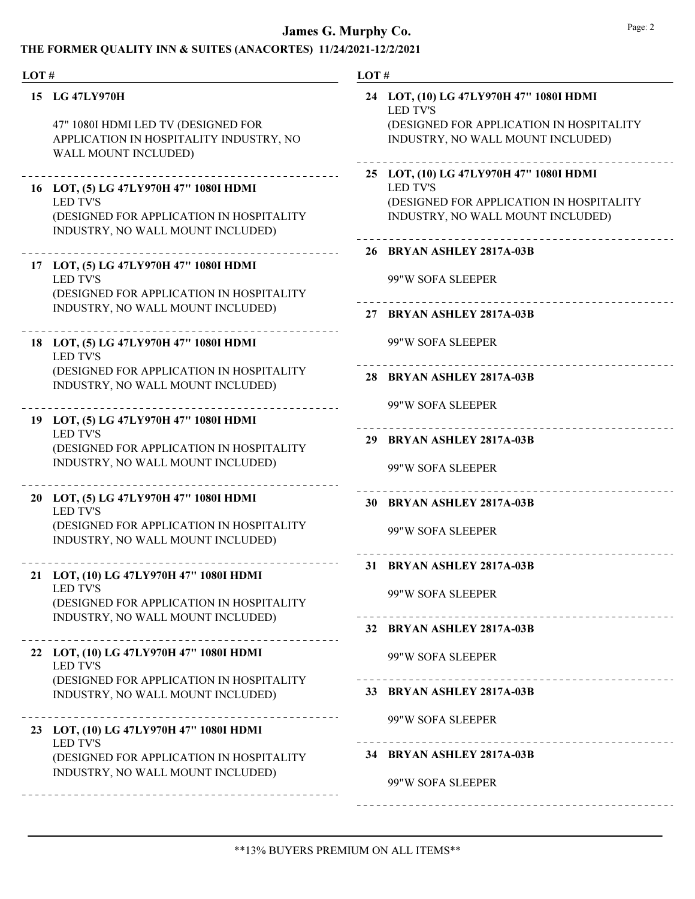# James G. Murphy Co.

## THE FORMER QUALITY INN & SUITES (ANACORTES) 11/24/2021-12/2/2021

| LOT # | |
|---|---|
| **15** | **LG 47LY970H**<br><br>47" 1080I HDMI LED TV (DESIGNED FOR APPLICATION IN HOSPITALITY INDUSTRY, NO WALL MOUNT INCLUDED) |
| **16** | **LOT, (5) LG 47LY970H 47" 1080I HDMI**<br>LED TV'S<br>(DESIGNED FOR APPLICATION IN HOSPITALITY INDUSTRY, NO WALL MOUNT INCLUDED) |
| **17** | **LOT, (5) LG 47LY970H 47" 1080I HDMI**<br>LED TV'S<br>(DESIGNED FOR APPLICATION IN HOSPITALITY INDUSTRY, NO WALL MOUNT INCLUDED) |
| **18** | **LOT, (5) LG 47LY970H 47" 1080I HDMI**<br>LED TV'S<br>(DESIGNED FOR APPLICATION IN HOSPITALITY INDUSTRY, NO WALL MOUNT INCLUDED) |
| **19** | **LOT, (5) LG 47LY970H 47" 1080I HDMI**<br>LED TV'S<br>(DESIGNED FOR APPLICATION IN HOSPITALITY INDUSTRY, NO WALL MOUNT INCLUDED) |
| **20** | **LOT, (5) LG 47LY970H 47" 1080I HDMI**<br>LED TV'S<br>(DESIGNED FOR APPLICATION IN HOSPITALITY INDUSTRY, NO WALL MOUNT INCLUDED) |
| **21** | **LOT, (10) LG 47LY970H 47" 1080I HDMI**<br>LED TV'S<br>(DESIGNED FOR APPLICATION IN HOSPITALITY INDUSTRY, NO WALL MOUNT INCLUDED) |
| **22** | **LOT, (10) LG 47LY970H 47" 1080I HDMI**<br>LED TV'S<br>(DESIGNED FOR APPLICATION IN HOSPITALITY INDUSTRY, NO WALL MOUNT INCLUDED) |
| **23** | **LOT, (10) LG 47LY970H 47" 1080I HDMI**<br>LED TV'S<br>(DESIGNED FOR APPLICATION IN HOSPITALITY INDUSTRY, NO WALL MOUNT INCLUDED) |
| **24** | **LOT, (10) LG 47LY970H 47" 1080I HDMI**<br>LED TV'S<br>(DESIGNED FOR APPLICATION IN HOSPITALITY INDUSTRY, NO WALL MOUNT INCLUDED) |
| **25** | **LOT, (10) LG 47LY970H 47" 1080I HDMI**<br>LED TV'S<br>(DESIGNED FOR APPLICATION IN HOSPITALITY INDUSTRY, NO WALL MOUNT INCLUDED) |
| **26** | **BRYAN ASHLEY 2817A-03B**<br><br>99"W SOFA SLEEPER |
| **27** | **BRYAN ASHLEY 2817A-03B**<br><br>99"W SOFA SLEEPER |
| **28** | **BRYAN ASHLEY 2817A-03B**<br><br>99"W SOFA SLEEPER |
| **29** | **BRYAN ASHLEY 2817A-03B**<br><br>99"W SOFA SLEEPER |
| **30** | **BRYAN ASHLEY 2817A-03B**<br><br>99"W SOFA SLEEPER |
| **31** | **BRYAN ASHLEY 2817A-03B**<br><br>99"W SOFA SLEEPER |
| **32** | **BRYAN ASHLEY 2817A-03B**<br><br>99"W SOFA SLEEPER |
| **33** | **BRYAN ASHLEY 2817A-03B**<br><br>99"W SOFA SLEEPER |
| **34** | **BRYAN ASHLEY 2817A-03B**<br><br>99"W SOFA SLEEPER |

**13% BUYERS PREMIUM ON ALL ITEMS**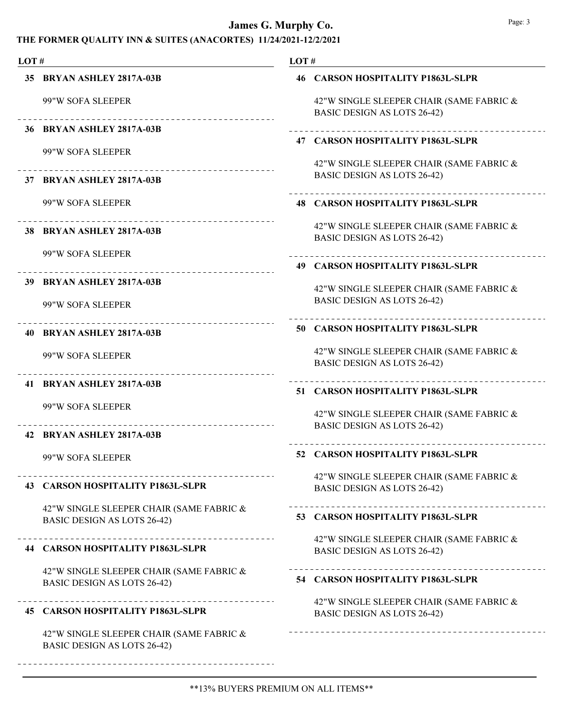**LOT #**

**35 BRYAN ASHLEY 2817A-03B**

99"W SOFA SLEEPER

---

**36 BRYAN ASHLEY 2817A-03B**

99"W SOFA SLEEPER

---

**37 BRYAN ASHLEY 2817A-03B**

99"W SOFA SLEEPER

---

**38 BRYAN ASHLEY 2817A-03B**

99"W SOFA SLEEPER

---

**39 BRYAN ASHLEY 2817A-03B**

99"W SOFA SLEEPER

---

**40 BRYAN ASHLEY 2817A-03B**

99"W SOFA SLEEPER

---

**41 BRYAN ASHLEY 2817A-03B**

99"W SOFA SLEEPER

---

**42 BRYAN ASHLEY 2817A-03B**

99"W SOFA SLEEPER

---

**43 CARSON HOSPITALITY P1863L-SLPR**

42"W SINGLE SLEEPER CHAIR (SAME FABRIC & BASIC DESIGN AS LOTS 26-42)

---

**44 CARSON HOSPITALITY P1863L-SLPR**

42"W SINGLE SLEEPER CHAIR (SAME FABRIC & BASIC DESIGN AS LOTS 26-42)

---

**45 CARSON HOSPITALITY P1863L-SLPR**

42"W SINGLE SLEEPER CHAIR (SAME FABRIC & BASIC DESIGN AS LOTS 26-42)

---

**46 CARSON HOSPITALITY P1863L-SLPR**

42"W SINGLE SLEEPER CHAIR (SAME FABRIC & BASIC DESIGN AS LOTS 26-42)

---

**47 CARSON HOSPITALITY P1863L-SLPR**

42"W SINGLE SLEEPER CHAIR (SAME FABRIC & BASIC DESIGN AS LOTS 26-42)

---

**48 CARSON HOSPITALITY P1863L-SLPR**

42"W SINGLE SLEEPER CHAIR (SAME FABRIC & BASIC DESIGN AS LOTS 26-42)

---

**49 CARSON HOSPITALITY P1863L-SLPR**

42"W SINGLE SLEEPER CHAIR (SAME FABRIC & BASIC DESIGN AS LOTS 26-42)

---

**50 CARSON HOSPITALITY P1863L-SLPR**

42"W SINGLE SLEEPER CHAIR (SAME FABRIC & BASIC DESIGN AS LOTS 26-42)

---

**51 CARSON HOSPITALITY P1863L-SLPR**

42"W SINGLE SLEEPER CHAIR (SAME FABRIC & BASIC DESIGN AS LOTS 26-42)

---

**52 CARSON HOSPITALITY P1863L-SLPR**

42"W SINGLE SLEEPER CHAIR (SAME FABRIC & BASIC DESIGN AS LOTS 26-42)

---

**53 CARSON HOSPITALITY P1863L-SLPR**

42"W SINGLE SLEEPER CHAIR (SAME FABRIC & BASIC DESIGN AS LOTS 26-42)

---

**54 CARSON HOSPITALITY P1863L-SLPR**

42"W SINGLE SLEEPER CHAIR (SAME FABRIC & BASIC DESIGN AS LOTS 26-42)

---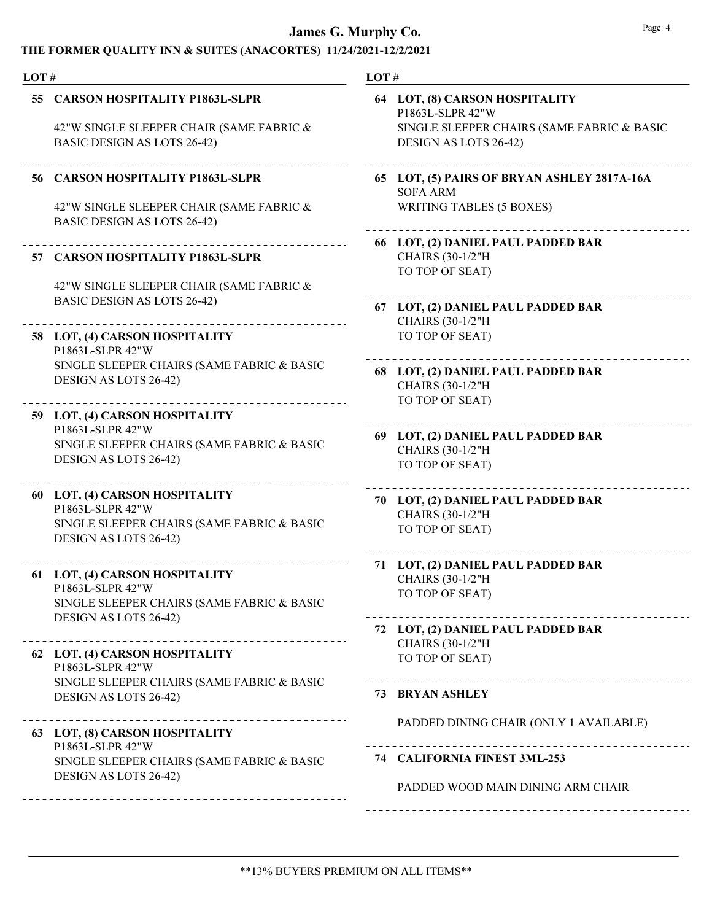**LOT #**

**55 CARSON HOSPITALITY P1863L-SLPR**

42"W SINGLE SLEEPER CHAIR (SAME FABRIC & BASIC DESIGN AS LOTS 26-42)

---

**56 CARSON HOSPITALITY P1863L-SLPR**

42"W SINGLE SLEEPER CHAIR (SAME FABRIC & BASIC DESIGN AS LOTS 26-42)

---

**57 CARSON HOSPITALITY P1863L-SLPR**

42"W SINGLE SLEEPER CHAIR (SAME FABRIC & BASIC DESIGN AS LOTS 26-42)

---

**58 LOT, (4) CARSON HOSPITALITY**
P1863L-SLPR 42"W
SINGLE SLEEPER CHAIRS (SAME FABRIC & BASIC DESIGN AS LOTS 26-42)

---

**59 LOT, (4) CARSON HOSPITALITY**
P1863L-SLPR 42"W
SINGLE SLEEPER CHAIRS (SAME FABRIC & BASIC DESIGN AS LOTS 26-42)

---

**60 LOT, (4) CARSON HOSPITALITY**
P1863L-SLPR 42"W
SINGLE SLEEPER CHAIRS (SAME FABRIC & BASIC DESIGN AS LOTS 26-42)

---

**61 LOT, (4) CARSON HOSPITALITY**
P1863L-SLPR 42"W
SINGLE SLEEPER CHAIRS (SAME FABRIC & BASIC DESIGN AS LOTS 26-42)

---

**62 LOT, (4) CARSON HOSPITALITY**
P1863L-SLPR 42"W
SINGLE SLEEPER CHAIRS (SAME FABRIC & BASIC DESIGN AS LOTS 26-42)

---

**63 LOT, (8) CARSON HOSPITALITY**
P1863L-SLPR 42"W
SINGLE SLEEPER CHAIRS (SAME FABRIC & BASIC DESIGN AS LOTS 26-42)

---

**64 LOT, (8) CARSON HOSPITALITY**
P1863L-SLPR 42"W
SINGLE SLEEPER CHAIRS (SAME FABRIC & BASIC DESIGN AS LOTS 26-42)

---

**65 LOT, (5) PAIRS OF BRYAN ASHLEY 2817A-16A**
SOFA ARM
WRITING TABLES (5 BOXES)

---

**66 LOT, (2) DANIEL PAUL PADDED BAR**
CHAIRS (30-1/2"H
TO TOP OF SEAT)

---

**67 LOT, (2) DANIEL PAUL PADDED BAR**
CHAIRS (30-1/2"H
TO TOP OF SEAT)

---

**68 LOT, (2) DANIEL PAUL PADDED BAR**
CHAIRS (30-1/2"H
TO TOP OF SEAT)

---

**69 LOT, (2) DANIEL PAUL PADDED BAR**
CHAIRS (30-1/2"H
TO TOP OF SEAT)

---

**70 LOT, (2) DANIEL PAUL PADDED BAR**
CHAIRS (30-1/2"H
TO TOP OF SEAT)

---

**71 LOT, (2) DANIEL PAUL PADDED BAR**
CHAIRS (30-1/2"H
TO TOP OF SEAT)

---

**72 LOT, (2) DANIEL PAUL PADDED BAR**
CHAIRS (30-1/2"H
TO TOP OF SEAT)

---

**73 BRYAN ASHLEY**

PADDED DINING CHAIR (ONLY 1 AVAILABLE)

---

**74 CALIFORNIA FINEST 3ML-253**

PADDED WOOD MAIN DINING ARM CHAIR

---

**13% BUYERS PREMIUM ON ALL ITEMS**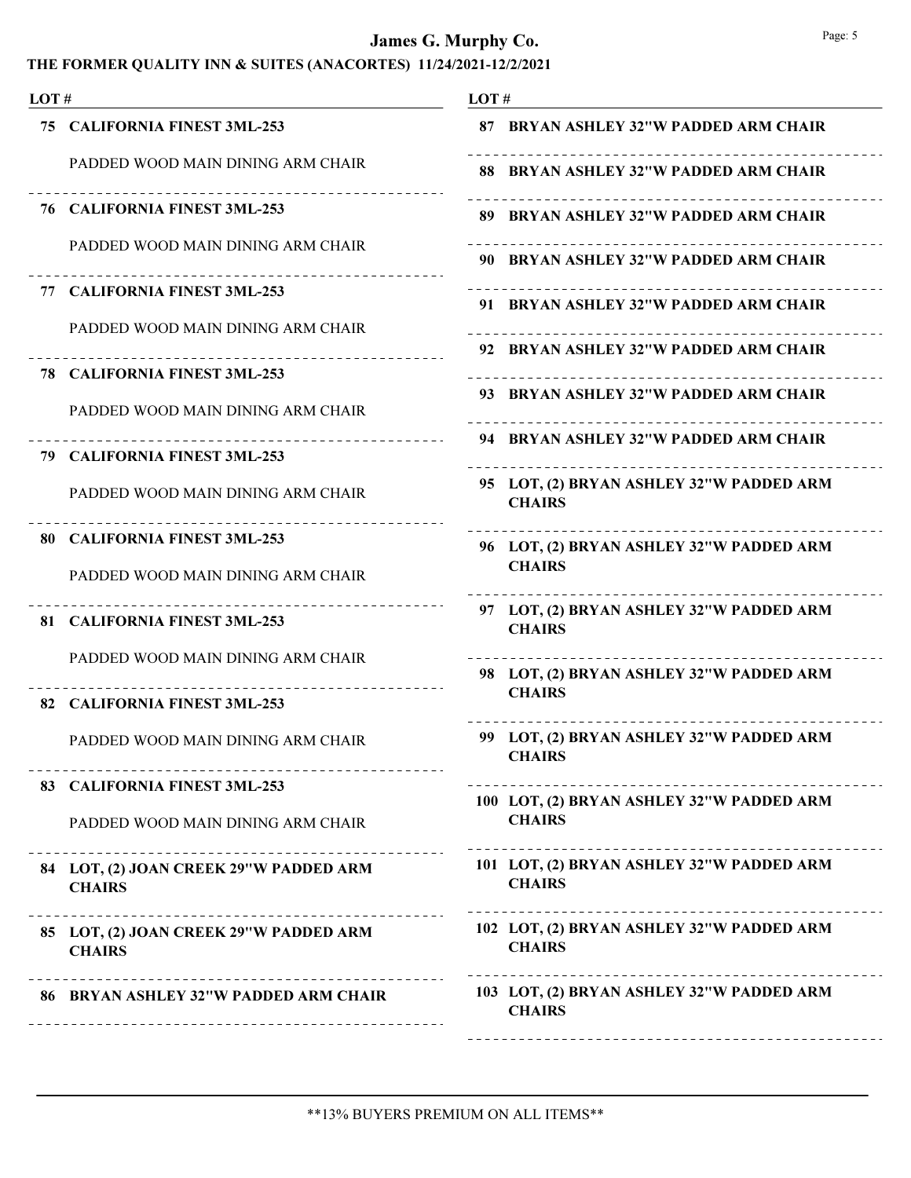# James G. Murphy Co.

## THE FORMER QUALITY INN & SUITES (ANACORTES) 11/24/2021-12/2/2021

| LOT # | |
|---|---|
| 75 | **CALIFORNIA FINEST 3ML-253**<br>PADDED WOOD MAIN DINING ARM CHAIR |
| 76 | **CALIFORNIA FINEST 3ML-253**<br>PADDED WOOD MAIN DINING ARM CHAIR |
| 77 | **CALIFORNIA FINEST 3ML-253**<br>PADDED WOOD MAIN DINING ARM CHAIR |
| 78 | **CALIFORNIA FINEST 3ML-253**<br>PADDED WOOD MAIN DINING ARM CHAIR |
| 79 | **CALIFORNIA FINEST 3ML-253**<br>PADDED WOOD MAIN DINING ARM CHAIR |
| 80 | **CALIFORNIA FINEST 3ML-253**<br>PADDED WOOD MAIN DINING ARM CHAIR |
| 81 | **CALIFORNIA FINEST 3ML-253**<br>PADDED WOOD MAIN DINING ARM CHAIR |
| 82 | **CALIFORNIA FINEST 3ML-253**<br>PADDED WOOD MAIN DINING ARM CHAIR |
| 83 | **CALIFORNIA FINEST 3ML-253**<br>PADDED WOOD MAIN DINING ARM CHAIR |
| 84 | **LOT, (2) JOAN CREEK 29"W PADDED ARM CHAIRS** |
| 85 | **LOT, (2) JOAN CREEK 29"W PADDED ARM CHAIRS** |
| 86 | **BRYAN ASHLEY 32"W PADDED ARM CHAIR** |
| 87 | **BRYAN ASHLEY 32"W PADDED ARM CHAIR** |
| 88 | **BRYAN ASHLEY 32"W PADDED ARM CHAIR** |
| 89 | **BRYAN ASHLEY 32"W PADDED ARM CHAIR** |
| 90 | **BRYAN ASHLEY 32"W PADDED ARM CHAIR** |
| 91 | **BRYAN ASHLEY 32"W PADDED ARM CHAIR** |
| 92 | **BRYAN ASHLEY 32"W PADDED ARM CHAIR** |
| 93 | **BRYAN ASHLEY 32"W PADDED ARM CHAIR** |
| 94 | **BRYAN ASHLEY 32"W PADDED ARM CHAIR** |
| 95 | **LOT, (2) BRYAN ASHLEY 32"W PADDED ARM CHAIRS** |
| 96 | **LOT, (2) BRYAN ASHLEY 32"W PADDED ARM CHAIRS** |
| 97 | **LOT, (2) BRYAN ASHLEY 32"W PADDED ARM CHAIRS** |
| 98 | **LOT, (2) BRYAN ASHLEY 32"W PADDED ARM CHAIRS** |
| 99 | **LOT, (2) BRYAN ASHLEY 32"W PADDED ARM CHAIRS** |
| 100 | **LOT, (2) BRYAN ASHLEY 32"W PADDED ARM CHAIRS** |
| 101 | **LOT, (2) BRYAN ASHLEY 32"W PADDED ARM CHAIRS** |
| 102 | **LOT, (2) BRYAN ASHLEY 32"W PADDED ARM CHAIRS** |
| 103 | **LOT, (2) BRYAN ASHLEY 32"W PADDED ARM CHAIRS** |

**13% BUYERS PREMIUM ON ALL ITEMS**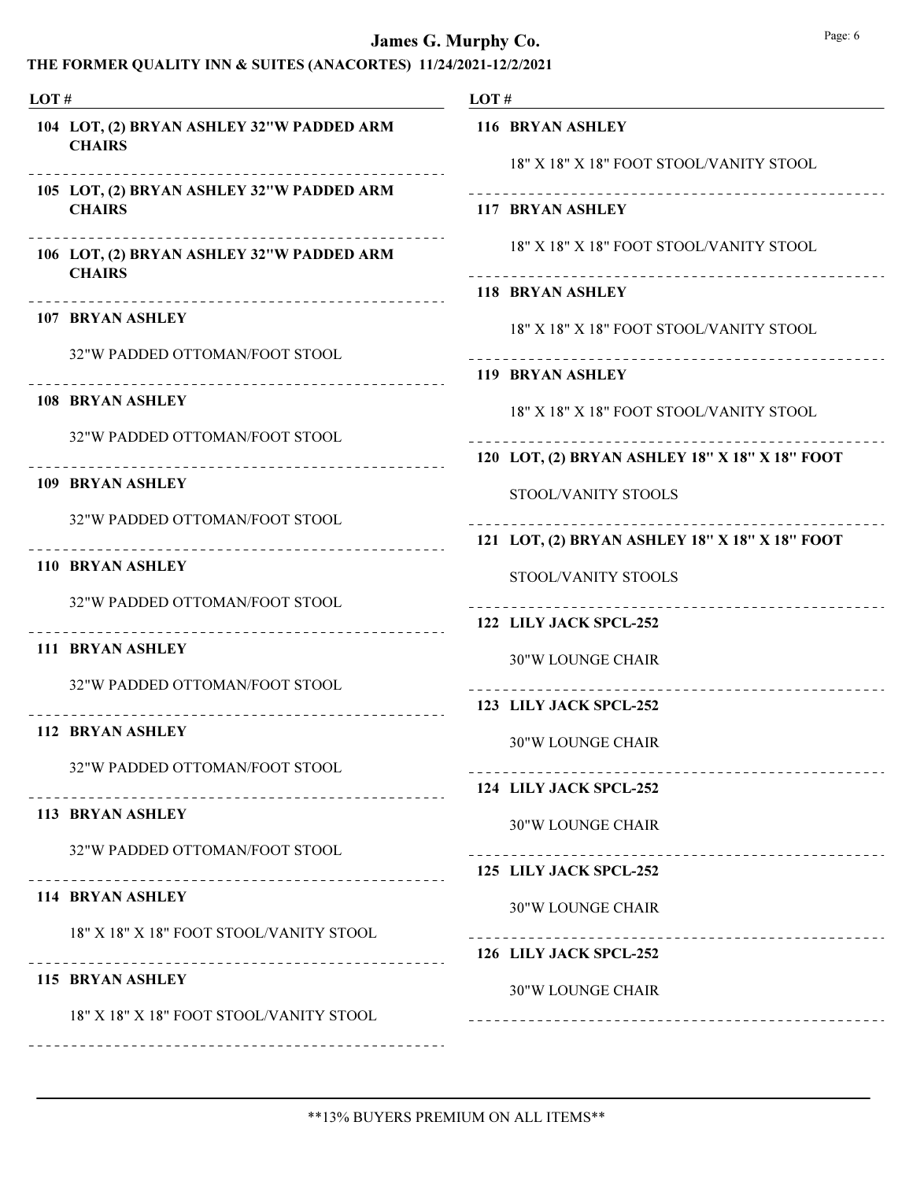| LOT # | |
|---|---|
| 104 | LOT, (2) BRYAN ASHLEY 32"W PADDED ARM CHAIRS |
| 105 | LOT, (2) BRYAN ASHLEY 32"W PADDED ARM CHAIRS |
| 106 | LOT, (2) BRYAN ASHLEY 32"W PADDED ARM CHAIRS |
| 107 | BRYAN ASHLEY<br>32"W PADDED OTTOMAN/FOOT STOOL |
| 108 | BRYAN ASHLEY<br>32"W PADDED OTTOMAN/FOOT STOOL |
| 109 | BRYAN ASHLEY<br>32"W PADDED OTTOMAN/FOOT STOOL |
| 110 | BRYAN ASHLEY<br>32"W PADDED OTTOMAN/FOOT STOOL |
| 111 | BRYAN ASHLEY<br>32"W PADDED OTTOMAN/FOOT STOOL |
| 112 | BRYAN ASHLEY<br>32"W PADDED OTTOMAN/FOOT STOOL |
| 113 | BRYAN ASHLEY<br>32"W PADDED OTTOMAN/FOOT STOOL |
| 114 | BRYAN ASHLEY<br>18" X 18" X 18" FOOT STOOL/VANITY STOOL |
| 115 | BRYAN ASHLEY<br>18" X 18" X 18" FOOT STOOL/VANITY STOOL |
| 116 | BRYAN ASHLEY<br>18" X 18" X 18" FOOT STOOL/VANITY STOOL |
| 117 | BRYAN ASHLEY<br>18" X 18" X 18" FOOT STOOL/VANITY STOOL |
| 118 | BRYAN ASHLEY<br>18" X 18" X 18" FOOT STOOL/VANITY STOOL |
| 119 | BRYAN ASHLEY<br>18" X 18" X 18" FOOT STOOL/VANITY STOOL |
| 120 | LOT, (2) BRYAN ASHLEY 18" X 18" X 18" FOOT<br>STOOL/VANITY STOOLS |
| 121 | LOT, (2) BRYAN ASHLEY 18" X 18" X 18" FOOT<br>STOOL/VANITY STOOLS |
| 122 | LILY JACK SPCL-252<br>30"W LOUNGE CHAIR |
| 123 | LILY JACK SPCL-252<br>30"W LOUNGE CHAIR |
| 124 | LILY JACK SPCL-252<br>30"W LOUNGE CHAIR |
| 125 | LILY JACK SPCL-252<br>30"W LOUNGE CHAIR |
| 126 | LILY JACK SPCL-252<br>30"W LOUNGE CHAIR |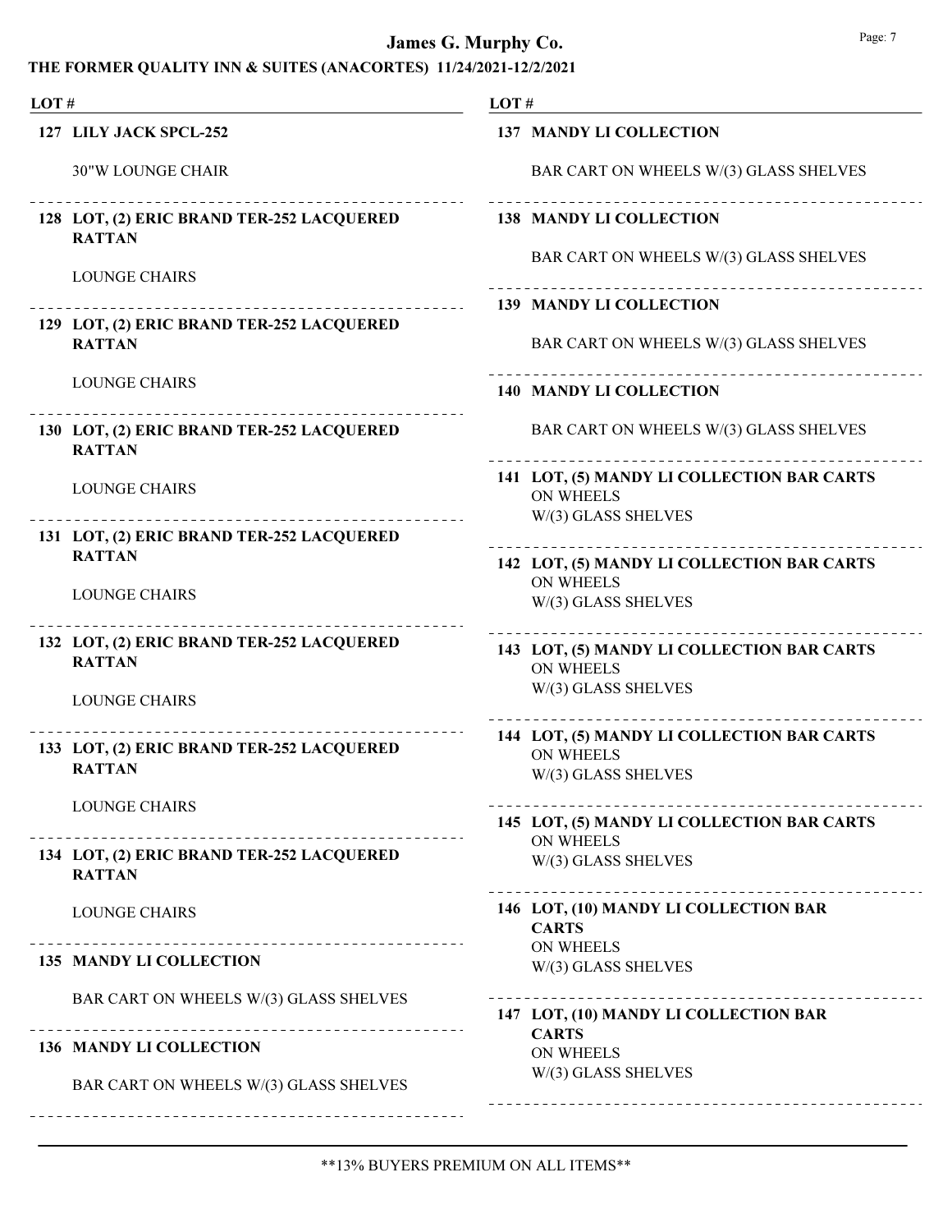# James G. Murphy Co.

## THE FORMER QUALITY INN & SUITES (ANACORTES) 11/24/2021-12/2/2021

LOT #

**127 LILY JACK SPCL-252**

30"W LOUNGE CHAIR

---

**128 LOT, (2) ERIC BRAND TER-252 LACQUERED RATTAN**

LOUNGE CHAIRS

---

**129 LOT, (2) ERIC BRAND TER-252 LACQUERED RATTAN**

LOUNGE CHAIRS

---

**130 LOT, (2) ERIC BRAND TER-252 LACQUERED RATTAN**

LOUNGE CHAIRS

---

**131 LOT, (2) ERIC BRAND TER-252 LACQUERED RATTAN**

LOUNGE CHAIRS

---

**132 LOT, (2) ERIC BRAND TER-252 LACQUERED RATTAN**

LOUNGE CHAIRS

---

**133 LOT, (2) ERIC BRAND TER-252 LACQUERED RATTAN**

LOUNGE CHAIRS

---

**134 LOT, (2) ERIC BRAND TER-252 LACQUERED RATTAN**

LOUNGE CHAIRS

---

**135 MANDY LI COLLECTION**

BAR CART ON WHEELS W/(3) GLASS SHELVES

---

**136 MANDY LI COLLECTION**

BAR CART ON WHEELS W/(3) GLASS SHELVES

---

**137 MANDY LI COLLECTION**

BAR CART ON WHEELS W/(3) GLASS SHELVES

---

**138 MANDY LI COLLECTION**

BAR CART ON WHEELS W/(3) GLASS SHELVES

---

**139 MANDY LI COLLECTION**

BAR CART ON WHEELS W/(3) GLASS SHELVES

---

**140 MANDY LI COLLECTION**

BAR CART ON WHEELS W/(3) GLASS SHELVES

---

**141 LOT, (5) MANDY LI COLLECTION BAR CARTS**
ON WHEELS
W/(3) GLASS SHELVES

---

**142 LOT, (5) MANDY LI COLLECTION BAR CARTS**
ON WHEELS
W/(3) GLASS SHELVES

---

**143 LOT, (5) MANDY LI COLLECTION BAR CARTS**
ON WHEELS
W/(3) GLASS SHELVES

---

**144 LOT, (5) MANDY LI COLLECTION BAR CARTS**
ON WHEELS
W/(3) GLASS SHELVES

---

**145 LOT, (5) MANDY LI COLLECTION BAR CARTS**
ON WHEELS
W/(3) GLASS SHELVES

---

**146 LOT, (10) MANDY LI COLLECTION BAR CARTS**
ON WHEELS
W/(3) GLASS SHELVES

---

**147 LOT, (10) MANDY LI COLLECTION BAR CARTS**
ON WHEELS
W/(3) GLASS SHELVES

---

\*\*13% BUYERS PREMIUM ON ALL ITEMS\*\*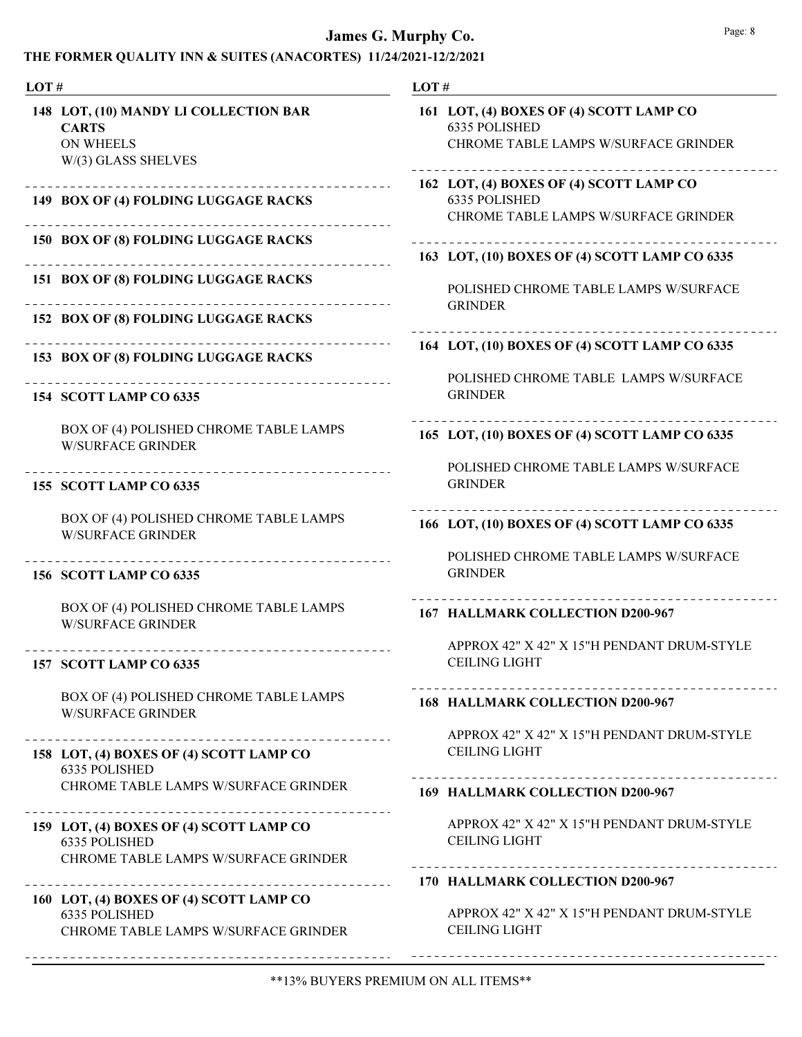| LOT # | |
|---|---|
| **148** | **LOT, (10) MANDY LI COLLECTION BAR CARTS**<br>ON WHEELS<br>W/(3) GLASS SHELVES |
| **149** | **BOX OF (4) FOLDING LUGGAGE RACKS** |
| **150** | **BOX OF (8) FOLDING LUGGAGE RACKS** |
| **151** | **BOX OF (8) FOLDING LUGGAGE RACKS** |
| **152** | **BOX OF (8) FOLDING LUGGAGE RACKS** |
| **153** | **BOX OF (8) FOLDING LUGGAGE RACKS** |
| **154** | **SCOTT LAMP CO 6335**<br>BOX OF (4) POLISHED CHROME TABLE LAMPS W/SURFACE GRINDER |
| **155** | **SCOTT LAMP CO 6335**<br>BOX OF (4) POLISHED CHROME TABLE LAMPS W/SURFACE GRINDER |
| **156** | **SCOTT LAMP CO 6335**<br>BOX OF (4) POLISHED CHROME TABLE LAMPS W/SURFACE GRINDER |
| **157** | **SCOTT LAMP CO 6335**<br>BOX OF (4) POLISHED CHROME TABLE LAMPS W/SURFACE GRINDER |
| **158** | **LOT, (4) BOXES OF (4) SCOTT LAMP CO**<br>6335 POLISHED<br>CHROME TABLE LAMPS W/SURFACE GRINDER |
| **159** | **LOT, (4) BOXES OF (4) SCOTT LAMP CO**<br>6335 POLISHED<br>CHROME TABLE LAMPS W/SURFACE GRINDER |
| **160** | **LOT, (4) BOXES OF (4) SCOTT LAMP CO**<br>6335 POLISHED<br>CHROME TABLE LAMPS W/SURFACE GRINDER |
| **161** | **LOT, (4) BOXES OF (4) SCOTT LAMP CO**<br>6335 POLISHED<br>CHROME TABLE LAMPS W/SURFACE GRINDER |
| **162** | **LOT, (4) BOXES OF (4) SCOTT LAMP CO**<br>6335 POLISHED<br>CHROME TABLE LAMPS W/SURFACE GRINDER |
| **163** | **LOT, (10) BOXES OF (4) SCOTT LAMP CO 6335**<br>POLISHED CHROME TABLE LAMPS W/SURFACE GRINDER |
| **164** | **LOT, (10) BOXES OF (4) SCOTT LAMP CO 6335**<br>POLISHED CHROME TABLE LAMPS W/SURFACE GRINDER |
| **165** | **LOT, (10) BOXES OF (4) SCOTT LAMP CO 6335**<br>POLISHED CHROME TABLE LAMPS W/SURFACE GRINDER |
| **166** | **LOT, (10) BOXES OF (4) SCOTT LAMP CO 6335**<br>POLISHED CHROME TABLE LAMPS W/SURFACE GRINDER |
| **167** | **HALLMARK COLLECTION D200-967**<br>APPROX 42" X 42" X 15"H PENDANT DRUM-STYLE CEILING LIGHT |
| **168** | **HALLMARK COLLECTION D200-967**<br>APPROX 42" X 42" X 15"H PENDANT DRUM-STYLE CEILING LIGHT |
| **169** | **HALLMARK COLLECTION D200-967**<br>APPROX 42" X 42" X 15"H PENDANT DRUM-STYLE CEILING LIGHT |
| **170** | **HALLMARK COLLECTION D200-967**<br>APPROX 42" X 42" X 15"H PENDANT DRUM-STYLE CEILING LIGHT |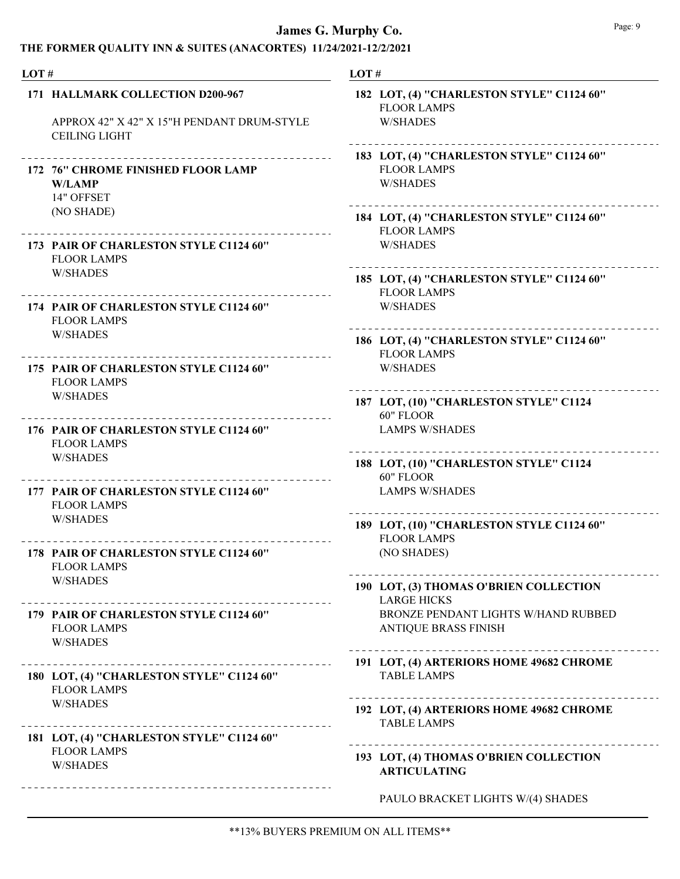# James G. Murphy Co.

## THE FORMER QUALITY INN & SUITES (ANACORTES) 11/24/2021-12/2/2021

| LOT # | |
|---|---|
| 171 | **HALLMARK COLLECTION D200-967**<br><br>APPROX 42" X 42" X 15"H PENDANT DRUM-STYLE CEILING LIGHT |
| 172 | **76" CHROME FINISHED FLOOR LAMP W/LAMP**<br>14" OFFSET<br>(NO SHADE) |
| 173 | **PAIR OF CHARLESTON STYLE C1124 60"**<br>FLOOR LAMPS<br>W/SHADES |
| 174 | **PAIR OF CHARLESTON STYLE C1124 60"**<br>FLOOR LAMPS<br>W/SHADES |
| 175 | **PAIR OF CHARLESTON STYLE C1124 60"**<br>FLOOR LAMPS<br>W/SHADES |
| 176 | **PAIR OF CHARLESTON STYLE C1124 60"**<br>FLOOR LAMPS<br>W/SHADES |
| 177 | **PAIR OF CHARLESTON STYLE C1124 60"**<br>FLOOR LAMPS<br>W/SHADES |
| 178 | **PAIR OF CHARLESTON STYLE C1124 60"**<br>FLOOR LAMPS<br>W/SHADES |
| 179 | **PAIR OF CHARLESTON STYLE C1124 60"**<br>FLOOR LAMPS<br>W/SHADES |
| 180 | **LOT, (4) "CHARLESTON STYLE" C1124 60"**<br>FLOOR LAMPS<br>W/SHADES |
| 181 | **LOT, (4) "CHARLESTON STYLE" C1124 60"**<br>FLOOR LAMPS<br>W/SHADES |
| 182 | **LOT, (4) "CHARLESTON STYLE" C1124 60"**<br>FLOOR LAMPS<br>W/SHADES |
| 183 | **LOT, (4) "CHARLESTON STYLE" C1124 60"**<br>FLOOR LAMPS<br>W/SHADES |
| 184 | **LOT, (4) "CHARLESTON STYLE" C1124 60"**<br>FLOOR LAMPS<br>W/SHADES |
| 185 | **LOT, (4) "CHARLESTON STYLE" C1124 60"**<br>FLOOR LAMPS<br>W/SHADES |
| 186 | **LOT, (4) "CHARLESTON STYLE" C1124 60"**<br>FLOOR LAMPS<br>W/SHADES |
| 187 | **LOT, (10) "CHARLESTON STYLE" C1124**<br>60" FLOOR<br>LAMPS W/SHADES |
| 188 | **LOT, (10) "CHARLESTON STYLE" C1124**<br>60" FLOOR<br>LAMPS W/SHADES |
| 189 | **LOT, (10) "CHARLESTON STYLE C1124 60"**<br>FLOOR LAMPS<br>(NO SHADES) |
| 190 | **LOT, (3) THOMAS O'BRIEN COLLECTION**<br>LARGE HICKS<br>BRONZE PENDANT LIGHTS W/HAND RUBBED ANTIQUE BRASS FINISH |
| 191 | **LOT, (4) ARTERIORS HOME 49682 CHROME**<br>TABLE LAMPS |
| 192 | **LOT, (4) ARTERIORS HOME 49682 CHROME**<br>TABLE LAMPS |
| 193 | **LOT, (4) THOMAS O'BRIEN COLLECTION ARTICULATING**<br><br>PAULO BRACKET LIGHTS W/(4) SHADES |

**13% BUYERS PREMIUM ON ALL ITEMS**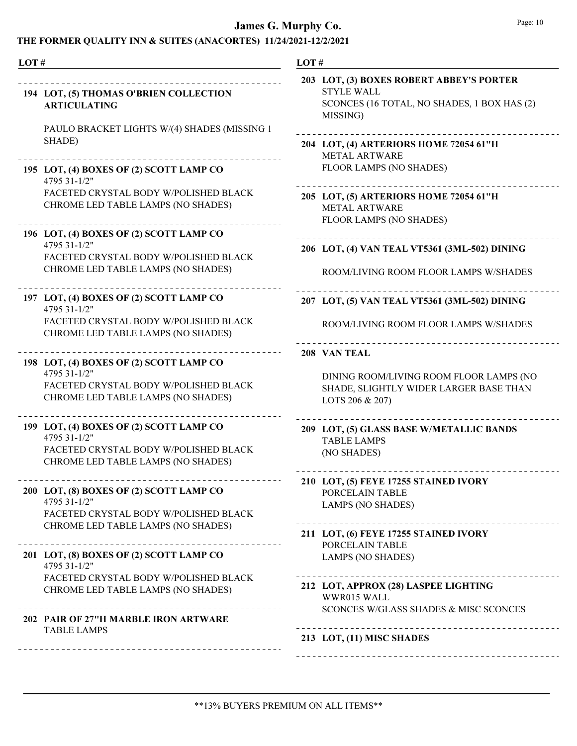# James G. Murphy Co.

## THE FORMER QUALITY INN & SUITES (ANACORTES) 11/24/2021-12/2/2021

| LOT # | |
|---|---|
| 194 | **LOT, (5) THOMAS O'BRIEN COLLECTION ARTICULATING** PAULO BRACKET LIGHTS W/(4) SHADES (MISSING 1 SHADE) |
| 195 | **LOT, (4) BOXES OF (2) SCOTT LAMP CO** 4795 31-1/2" FACETED CRYSTAL BODY W/POLISHED BLACK CHROME LED TABLE LAMPS (NO SHADES) |
| 196 | **LOT, (4) BOXES OF (2) SCOTT LAMP CO** 4795 31-1/2" FACETED CRYSTAL BODY W/POLISHED BLACK CHROME LED TABLE LAMPS (NO SHADES) |
| 197 | **LOT, (4) BOXES OF (2) SCOTT LAMP CO** 4795 31-1/2" FACETED CRYSTAL BODY W/POLISHED BLACK CHROME LED TABLE LAMPS (NO SHADES) |
| 198 | **LOT, (4) BOXES OF (2) SCOTT LAMP CO** 4795 31-1/2" FACETED CRYSTAL BODY W/POLISHED BLACK CHROME LED TABLE LAMPS (NO SHADES) |
| 199 | **LOT, (4) BOXES OF (2) SCOTT LAMP CO** 4795 31-1/2" FACETED CRYSTAL BODY W/POLISHED BLACK CHROME LED TABLE LAMPS (NO SHADES) |
| 200 | **LOT, (8) BOXES OF (2) SCOTT LAMP CO** 4795 31-1/2" FACETED CRYSTAL BODY W/POLISHED BLACK CHROME LED TABLE LAMPS (NO SHADES) |
| 201 | **LOT, (8) BOXES OF (2) SCOTT LAMP CO** 4795 31-1/2" FACETED CRYSTAL BODY W/POLISHED BLACK CHROME LED TABLE LAMPS (NO SHADES) |
| 202 | **PAIR OF 27"H MARBLE IRON ARTWARE** TABLE LAMPS |
| 203 | **LOT, (3) BOXES ROBERT ABBEY'S PORTER** STYLE WALL SCONCES (16 TOTAL, NO SHADES, 1 BOX HAS (2) MISSING) |
| 204 | **LOT, (4) ARTERIORS HOME 72054 61"H** METAL ARTWARE FLOOR LAMPS (NO SHADES) |
| 205 | **LOT, (5) ARTERIORS HOME 72054 61"H** METAL ARTWARE FLOOR LAMPS (NO SHADES) |
| 206 | **LOT, (4) VAN TEAL VT5361 (3ML-502) DINING** ROOM/LIVING ROOM FLOOR LAMPS W/SHADES |
| 207 | **LOT, (5) VAN TEAL VT5361 (3ML-502) DINING** ROOM/LIVING ROOM FLOOR LAMPS W/SHADES |
| 208 | **VAN TEAL** DINING ROOM/LIVING ROOM FLOOR LAMPS (NO SHADE, SLIGHTLY WIDER LARGER BASE THAN LOTS 206 & 207) |
| 209 | **LOT, (5) GLASS BASE W/METALLIC BANDS** TABLE LAMPS (NO SHADES) |
| 210 | **LOT, (5) FEYE 17255 STAINED IVORY** PORCELAIN TABLE LAMPS (NO SHADES) |
| 211 | **LOT, (6) FEYE 17255 STAINED IVORY** PORCELAIN TABLE LAMPS (NO SHADES) |
| 212 | **LOT, APPROX (28) LASPEE LIGHTING** WWR015 WALL SCONCES W/GLASS SHADES & MISC SCONCES |
| 213 | **LOT, (11) MISC SHADES** |

**13% BUYERS PREMIUM ON ALL ITEMS**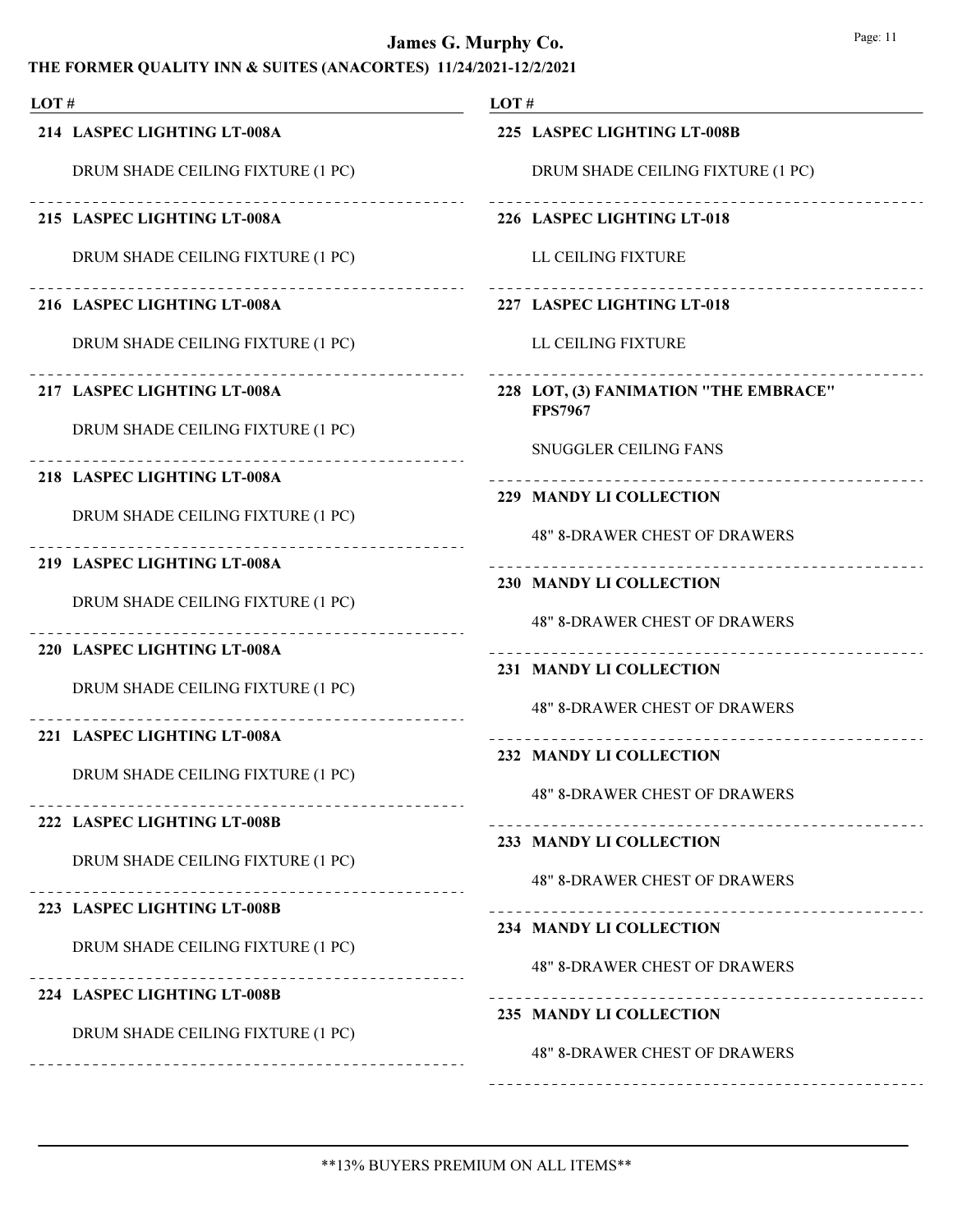# James G. Murphy Co.

## THE FORMER QUALITY INN & SUITES (ANACORTES) 11/24/2021-12/2/2021

| LOT # | |
|---|---|
| **214 LASPEC LIGHTING LT-008A** | DRUM SHADE CEILING FIXTURE (1 PC) |
| **215 LASPEC LIGHTING LT-008A** | DRUM SHADE CEILING FIXTURE (1 PC) |
| **216 LASPEC LIGHTING LT-008A** | DRUM SHADE CEILING FIXTURE (1 PC) |
| **217 LASPEC LIGHTING LT-008A** | DRUM SHADE CEILING FIXTURE (1 PC) |
| **218 LASPEC LIGHTING LT-008A** | DRUM SHADE CEILING FIXTURE (1 PC) |
| **219 LASPEC LIGHTING LT-008A** | DRUM SHADE CEILING FIXTURE (1 PC) |
| **220 LASPEC LIGHTING LT-008A** | DRUM SHADE CEILING FIXTURE (1 PC) |
| **221 LASPEC LIGHTING LT-008A** | DRUM SHADE CEILING FIXTURE (1 PC) |
| **222 LASPEC LIGHTING LT-008B** | DRUM SHADE CEILING FIXTURE (1 PC) |
| **223 LASPEC LIGHTING LT-008B** | DRUM SHADE CEILING FIXTURE (1 PC) |
| **224 LASPEC LIGHTING LT-008B** | DRUM SHADE CEILING FIXTURE (1 PC) |
| **225 LASPEC LIGHTING LT-008B** | DRUM SHADE CEILING FIXTURE (1 PC) |
| **226 LASPEC LIGHTING LT-018** | LL CEILING FIXTURE |
| **227 LASPEC LIGHTING LT-018** | LL CEILING FIXTURE |
| **228 LOT, (3) FANIMATION "THE EMBRACE" FPS7967** | SNUGGLER CEILING FANS |
| **229 MANDY LI COLLECTION** | 48" 8-DRAWER CHEST OF DRAWERS |
| **230 MANDY LI COLLECTION** | 48" 8-DRAWER CHEST OF DRAWERS |
| **231 MANDY LI COLLECTION** | 48" 8-DRAWER CHEST OF DRAWERS |
| **232 MANDY LI COLLECTION** | 48" 8-DRAWER CHEST OF DRAWERS |
| **233 MANDY LI COLLECTION** | 48" 8-DRAWER CHEST OF DRAWERS |
| **234 MANDY LI COLLECTION** | 48" 8-DRAWER CHEST OF DRAWERS |
| **235 MANDY LI COLLECTION** | 48" 8-DRAWER CHEST OF DRAWERS |

**13% BUYERS PREMIUM ON ALL ITEMS**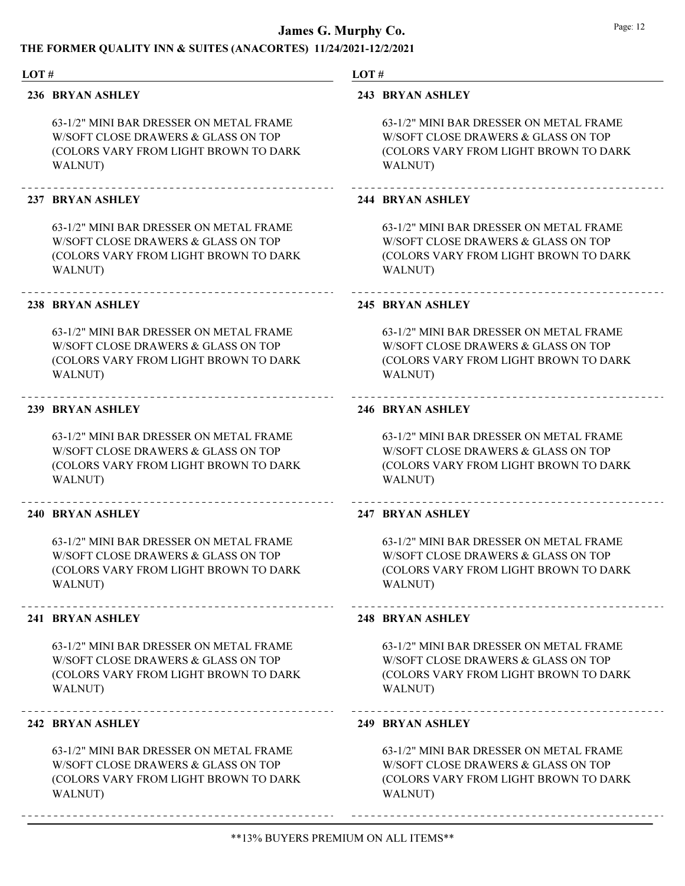# James G. Murphy Co.

## THE FORMER QUALITY INN & SUITES (ANACORTES) 11/24/2021-12/2/2021

**236 BRYAN ASHLEY**

63-1/2" MINI BAR DRESSER ON METAL FRAME W/SOFT CLOSE DRAWERS & GLASS ON TOP (COLORS VARY FROM LIGHT BROWN TO DARK WALNUT)

**237 BRYAN ASHLEY**

63-1/2" MINI BAR DRESSER ON METAL FRAME W/SOFT CLOSE DRAWERS & GLASS ON TOP (COLORS VARY FROM LIGHT BROWN TO DARK WALNUT)

**238 BRYAN ASHLEY**

63-1/2" MINI BAR DRESSER ON METAL FRAME W/SOFT CLOSE DRAWERS & GLASS ON TOP (COLORS VARY FROM LIGHT BROWN TO DARK WALNUT)

**239 BRYAN ASHLEY**

63-1/2" MINI BAR DRESSER ON METAL FRAME W/SOFT CLOSE DRAWERS & GLASS ON TOP (COLORS VARY FROM LIGHT BROWN TO DARK WALNUT)

**240 BRYAN ASHLEY**

63-1/2" MINI BAR DRESSER ON METAL FRAME W/SOFT CLOSE DRAWERS & GLASS ON TOP (COLORS VARY FROM LIGHT BROWN TO DARK WALNUT)

**241 BRYAN ASHLEY**

63-1/2" MINI BAR DRESSER ON METAL FRAME W/SOFT CLOSE DRAWERS & GLASS ON TOP (COLORS VARY FROM LIGHT BROWN TO DARK WALNUT)

**242 BRYAN ASHLEY**

63-1/2" MINI BAR DRESSER ON METAL FRAME W/SOFT CLOSE DRAWERS & GLASS ON TOP (COLORS VARY FROM LIGHT BROWN TO DARK WALNUT)

**243 BRYAN ASHLEY**

63-1/2" MINI BAR DRESSER ON METAL FRAME W/SOFT CLOSE DRAWERS & GLASS ON TOP (COLORS VARY FROM LIGHT BROWN TO DARK WALNUT)

**244 BRYAN ASHLEY**

63-1/2" MINI BAR DRESSER ON METAL FRAME W/SOFT CLOSE DRAWERS & GLASS ON TOP (COLORS VARY FROM LIGHT BROWN TO DARK WALNUT)

**245 BRYAN ASHLEY**

63-1/2" MINI BAR DRESSER ON METAL FRAME W/SOFT CLOSE DRAWERS & GLASS ON TOP (COLORS VARY FROM LIGHT BROWN TO DARK WALNUT)

**246 BRYAN ASHLEY**

63-1/2" MINI BAR DRESSER ON METAL FRAME W/SOFT CLOSE DRAWERS & GLASS ON TOP (COLORS VARY FROM LIGHT BROWN TO DARK WALNUT)

**247 BRYAN ASHLEY**

63-1/2" MINI BAR DRESSER ON METAL FRAME W/SOFT CLOSE DRAWERS & GLASS ON TOP (COLORS VARY FROM LIGHT BROWN TO DARK WALNUT)

**248 BRYAN ASHLEY**

63-1/2" MINI BAR DRESSER ON METAL FRAME W/SOFT CLOSE DRAWERS & GLASS ON TOP (COLORS VARY FROM LIGHT BROWN TO DARK WALNUT)

**249 BRYAN ASHLEY**

63-1/2" MINI BAR DRESSER ON METAL FRAME W/SOFT CLOSE DRAWERS & GLASS ON TOP (COLORS VARY FROM LIGHT BROWN TO DARK WALNUT)

**13% BUYERS PREMIUM ON ALL ITEMS**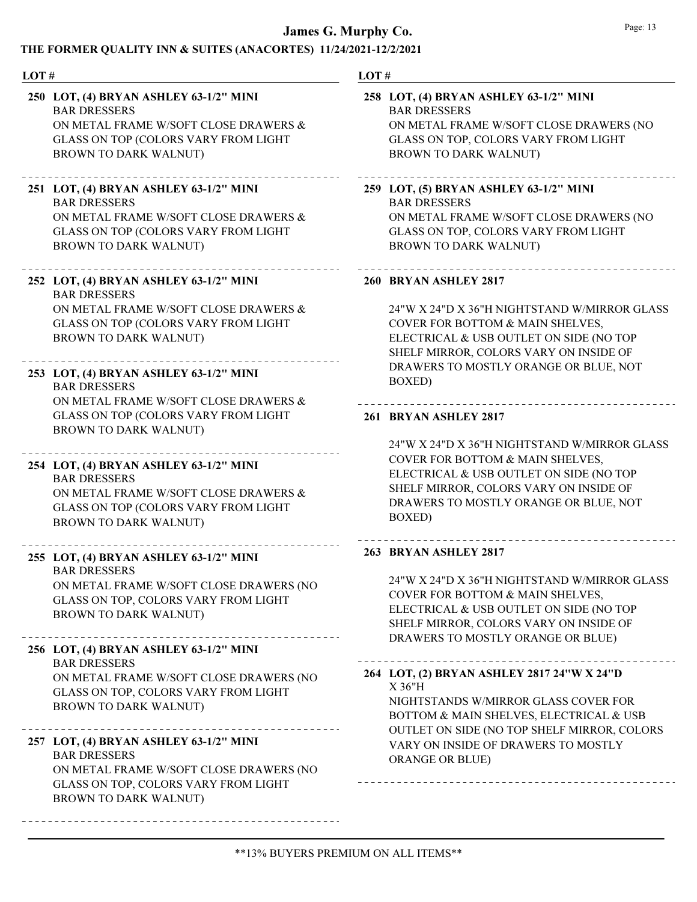# James G. Murphy Co.

## THE FORMER QUALITY INN & SUITES (ANACORTES) 11/24/2021-12/2/2021

| LOT # | Description |
|---|---|
| 250 | **LOT, (4) BRYAN ASHLEY 63-1/2" MINI BAR DRESSERS** ON METAL FRAME W/SOFT CLOSE DRAWERS & GLASS ON TOP (COLORS VARY FROM LIGHT BROWN TO DARK WALNUT) |
| 251 | **LOT, (4) BRYAN ASHLEY 63-1/2" MINI BAR DRESSERS** ON METAL FRAME W/SOFT CLOSE DRAWERS & GLASS ON TOP (COLORS VARY FROM LIGHT BROWN TO DARK WALNUT) |
| 252 | **LOT, (4) BRYAN ASHLEY 63-1/2" MINI BAR DRESSERS** ON METAL FRAME W/SOFT CLOSE DRAWERS & GLASS ON TOP (COLORS VARY FROM LIGHT BROWN TO DARK WALNUT) |
| 253 | **LOT, (4) BRYAN ASHLEY 63-1/2" MINI BAR DRESSERS** ON METAL FRAME W/SOFT CLOSE DRAWERS & GLASS ON TOP (COLORS VARY FROM LIGHT BROWN TO DARK WALNUT) |
| 254 | **LOT, (4) BRYAN ASHLEY 63-1/2" MINI BAR DRESSERS** ON METAL FRAME W/SOFT CLOSE DRAWERS & GLASS ON TOP (COLORS VARY FROM LIGHT BROWN TO DARK WALNUT) |
| 255 | **LOT, (4) BRYAN ASHLEY 63-1/2" MINI BAR DRESSERS** ON METAL FRAME W/SOFT CLOSE DRAWERS (NO GLASS ON TOP, COLORS VARY FROM LIGHT BROWN TO DARK WALNUT) |
| 256 | **LOT, (4) BRYAN ASHLEY 63-1/2" MINI BAR DRESSERS** ON METAL FRAME W/SOFT CLOSE DRAWERS (NO GLASS ON TOP, COLORS VARY FROM LIGHT BROWN TO DARK WALNUT) |
| 257 | **LOT, (4) BRYAN ASHLEY 63-1/2" MINI BAR DRESSERS** ON METAL FRAME W/SOFT CLOSE DRAWERS (NO GLASS ON TOP, COLORS VARY FROM LIGHT BROWN TO DARK WALNUT) |
| 258 | **LOT, (4) BRYAN ASHLEY 63-1/2" MINI BAR DRESSERS** ON METAL FRAME W/SOFT CLOSE DRAWERS (NO GLASS ON TOP, COLORS VARY FROM LIGHT BROWN TO DARK WALNUT) |
| 259 | **LOT, (5) BRYAN ASHLEY 63-1/2" MINI BAR DRESSERS** ON METAL FRAME W/SOFT CLOSE DRAWERS (NO GLASS ON TOP, COLORS VARY FROM LIGHT BROWN TO DARK WALNUT) |
| 260 | **BRYAN ASHLEY 2817** 24"W X 24"D X 36"H NIGHTSTAND W/MIRROR GLASS COVER FOR BOTTOM & MAIN SHELVES, ELECTRICAL & USB OUTLET ON SIDE (NO TOP SHELF MIRROR, COLORS VARY ON INSIDE OF DRAWERS TO MOSTLY ORANGE OR BLUE, NOT BOXED) |
| 261 | **BRYAN ASHLEY 2817** 24"W X 24"D X 36"H NIGHTSTAND W/MIRROR GLASS COVER FOR BOTTOM & MAIN SHELVES, ELECTRICAL & USB OUTLET ON SIDE (NO TOP SHELF MIRROR, COLORS VARY ON INSIDE OF DRAWERS TO MOSTLY ORANGE OR BLUE, NOT BOXED) |
| 263 | **BRYAN ASHLEY 2817** 24"W X 24"D X 36"H NIGHTSTAND W/MIRROR GLASS COVER FOR BOTTOM & MAIN SHELVES, ELECTRICAL & USB OUTLET ON SIDE (NO TOP SHELF MIRROR, COLORS VARY ON INSIDE OF DRAWERS TO MOSTLY ORANGE OR BLUE) |
| 264 | **LOT, (2) BRYAN ASHLEY 2817 24"W X 24"D X 36"H** NIGHTSTANDS W/MIRROR GLASS COVER FOR BOTTOM & MAIN SHELVES, ELECTRICAL & USB OUTLET ON SIDE (NO TOP SHELF MIRROR, COLORS VARY ON INSIDE OF DRAWERS TO MOSTLY ORANGE OR BLUE) |

**13% BUYERS PREMIUM ON ALL ITEMS**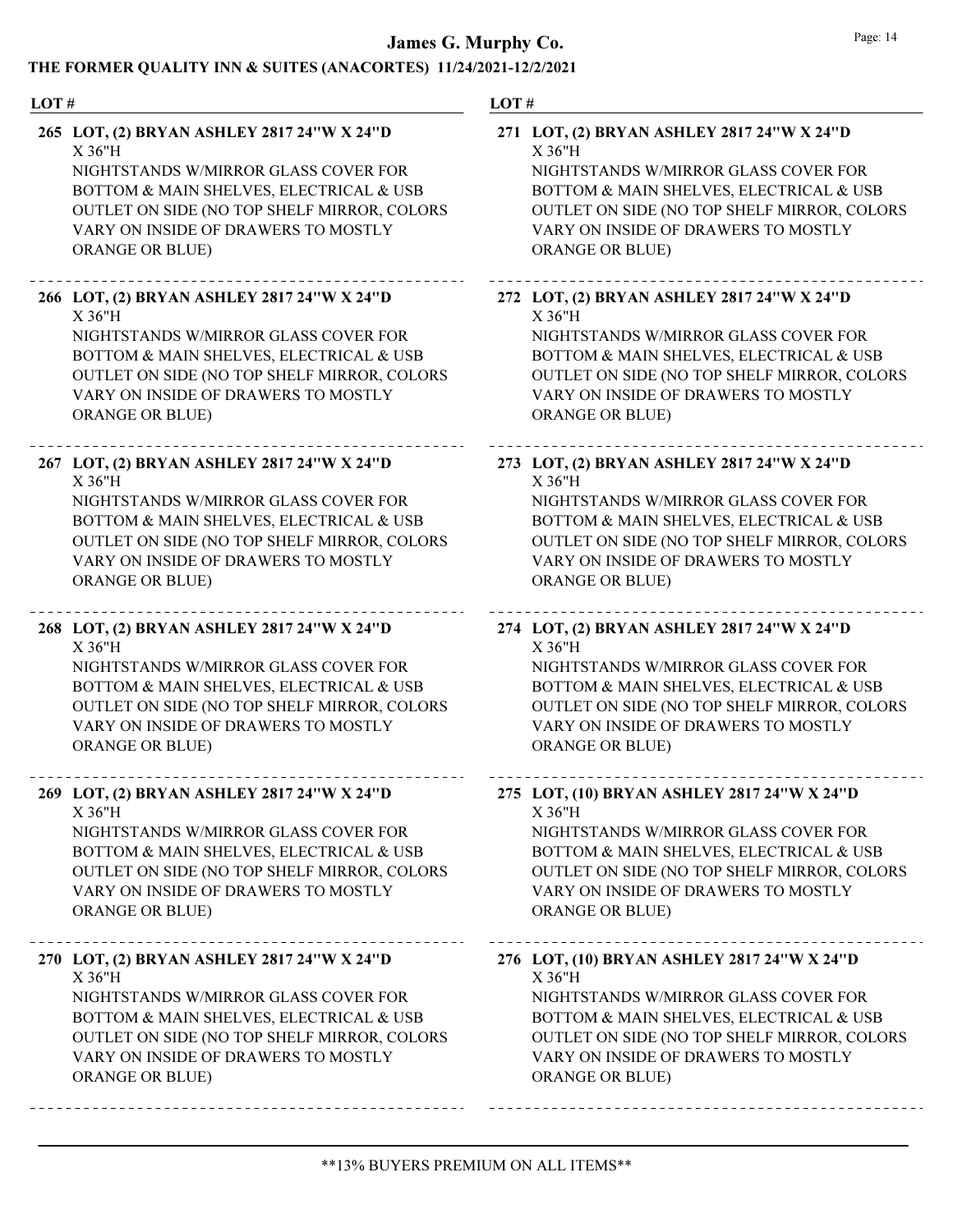| LOT # | |
|---|---|
| 265 | LOT, (2) BRYAN ASHLEY 2817 24"W X 24"D X 36"H NIGHTSTANDS W/MIRROR GLASS COVER FOR BOTTOM & MAIN SHELVES, ELECTRICAL & USB OUTLET ON SIDE (NO TOP SHELF MIRROR, COLORS VARY ON INSIDE OF DRAWERS TO MOSTLY ORANGE OR BLUE) |
| 266 | LOT, (2) BRYAN ASHLEY 2817 24"W X 24"D X 36"H NIGHTSTANDS W/MIRROR GLASS COVER FOR BOTTOM & MAIN SHELVES, ELECTRICAL & USB OUTLET ON SIDE (NO TOP SHELF MIRROR, COLORS VARY ON INSIDE OF DRAWERS TO MOSTLY ORANGE OR BLUE) |
| 267 | LOT, (2) BRYAN ASHLEY 2817 24"W X 24"D X 36"H NIGHTSTANDS W/MIRROR GLASS COVER FOR BOTTOM & MAIN SHELVES, ELECTRICAL & USB OUTLET ON SIDE (NO TOP SHELF MIRROR, COLORS VARY ON INSIDE OF DRAWERS TO MOSTLY ORANGE OR BLUE) |
| 268 | LOT, (2) BRYAN ASHLEY 2817 24"W X 24"D X 36"H NIGHTSTANDS W/MIRROR GLASS COVER FOR BOTTOM & MAIN SHELVES, ELECTRICAL & USB OUTLET ON SIDE (NO TOP SHELF MIRROR, COLORS VARY ON INSIDE OF DRAWERS TO MOSTLY ORANGE OR BLUE) |
| 269 | LOT, (2) BRYAN ASHLEY 2817 24"W X 24"D X 36"H NIGHTSTANDS W/MIRROR GLASS COVER FOR BOTTOM & MAIN SHELVES, ELECTRICAL & USB OUTLET ON SIDE (NO TOP SHELF MIRROR, COLORS VARY ON INSIDE OF DRAWERS TO MOSTLY ORANGE OR BLUE) |
| 270 | LOT, (2) BRYAN ASHLEY 2817 24"W X 24"D X 36"H NIGHTSTANDS W/MIRROR GLASS COVER FOR BOTTOM & MAIN SHELVES, ELECTRICAL & USB OUTLET ON SIDE (NO TOP SHELF MIRROR, COLORS VARY ON INSIDE OF DRAWERS TO MOSTLY ORANGE OR BLUE) |
| 271 | LOT, (2) BRYAN ASHLEY 2817 24"W X 24"D X 36"H NIGHTSTANDS W/MIRROR GLASS COVER FOR BOTTOM & MAIN SHELVES, ELECTRICAL & USB OUTLET ON SIDE (NO TOP SHELF MIRROR, COLORS VARY ON INSIDE OF DRAWERS TO MOSTLY ORANGE OR BLUE) |
| 272 | LOT, (2) BRYAN ASHLEY 2817 24"W X 24"D X 36"H NIGHTSTANDS W/MIRROR GLASS COVER FOR BOTTOM & MAIN SHELVES, ELECTRICAL & USB OUTLET ON SIDE (NO TOP SHELF MIRROR, COLORS VARY ON INSIDE OF DRAWERS TO MOSTLY ORANGE OR BLUE) |
| 273 | LOT, (2) BRYAN ASHLEY 2817 24"W X 24"D X 36"H NIGHTSTANDS W/MIRROR GLASS COVER FOR BOTTOM & MAIN SHELVES, ELECTRICAL & USB OUTLET ON SIDE (NO TOP SHELF MIRROR, COLORS VARY ON INSIDE OF DRAWERS TO MOSTLY ORANGE OR BLUE) |
| 274 | LOT, (2) BRYAN ASHLEY 2817 24"W X 24"D X 36"H NIGHTSTANDS W/MIRROR GLASS COVER FOR BOTTOM & MAIN SHELVES, ELECTRICAL & USB OUTLET ON SIDE (NO TOP SHELF MIRROR, COLORS VARY ON INSIDE OF DRAWERS TO MOSTLY ORANGE OR BLUE) |
| 275 | LOT, (10) BRYAN ASHLEY 2817 24"W X 24"D X 36"H NIGHTSTANDS W/MIRROR GLASS COVER FOR BOTTOM & MAIN SHELVES, ELECTRICAL & USB OUTLET ON SIDE (NO TOP SHELF MIRROR, COLORS VARY ON INSIDE OF DRAWERS TO MOSTLY ORANGE OR BLUE) |
| 276 | LOT, (10) BRYAN ASHLEY 2817 24"W X 24"D X 36"H NIGHTSTANDS W/MIRROR GLASS COVER FOR BOTTOM & MAIN SHELVES, ELECTRICAL & USB OUTLET ON SIDE (NO TOP SHELF MIRROR, COLORS VARY ON INSIDE OF DRAWERS TO MOSTLY ORANGE OR BLUE) |

**13% BUYERS PREMIUM ON ALL ITEMS**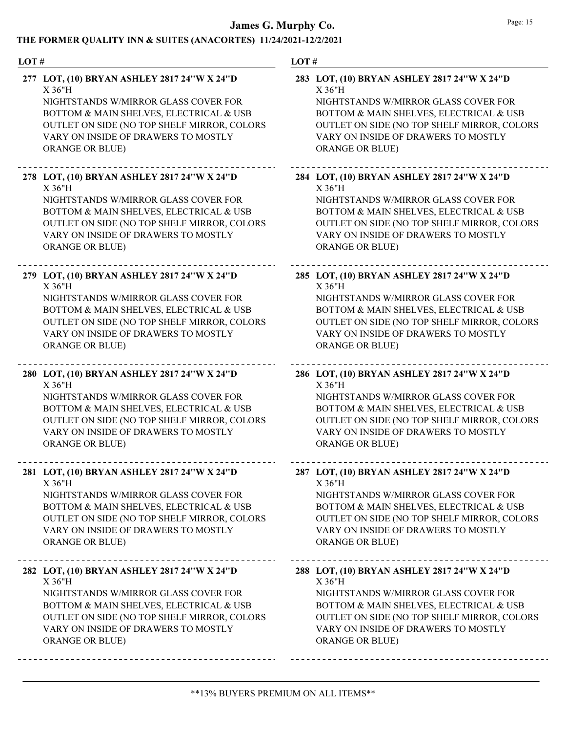| LOT # | |
|---|---|
| 277 | **LOT, (10) BRYAN ASHLEY 2817 24"W X 24"D X 36"H** NIGHTSTANDS W/MIRROR GLASS COVER FOR BOTTOM & MAIN SHELVES, ELECTRICAL & USB OUTLET ON SIDE (NO TOP SHELF MIRROR, COLORS VARY ON INSIDE OF DRAWERS TO MOSTLY ORANGE OR BLUE) |
| 278 | **LOT, (10) BRYAN ASHLEY 2817 24"W X 24"D X 36"H** NIGHTSTANDS W/MIRROR GLASS COVER FOR BOTTOM & MAIN SHELVES, ELECTRICAL & USB OUTLET ON SIDE (NO TOP SHELF MIRROR, COLORS VARY ON INSIDE OF DRAWERS TO MOSTLY ORANGE OR BLUE) |
| 279 | **LOT, (10) BRYAN ASHLEY 2817 24"W X 24"D X 36"H** NIGHTSTANDS W/MIRROR GLASS COVER FOR BOTTOM & MAIN SHELVES, ELECTRICAL & USB OUTLET ON SIDE (NO TOP SHELF MIRROR, COLORS VARY ON INSIDE OF DRAWERS TO MOSTLY ORANGE OR BLUE) |
| 280 | **LOT, (10) BRYAN ASHLEY 2817 24"W X 24"D X 36"H** NIGHTSTANDS W/MIRROR GLASS COVER FOR BOTTOM & MAIN SHELVES, ELECTRICAL & USB OUTLET ON SIDE (NO TOP SHELF MIRROR, COLORS VARY ON INSIDE OF DRAWERS TO MOSTLY ORANGE OR BLUE) |
| 281 | **LOT, (10) BRYAN ASHLEY 2817 24"W X 24"D X 36"H** NIGHTSTANDS W/MIRROR GLASS COVER FOR BOTTOM & MAIN SHELVES, ELECTRICAL & USB OUTLET ON SIDE (NO TOP SHELF MIRROR, COLORS VARY ON INSIDE OF DRAWERS TO MOSTLY ORANGE OR BLUE) |
| 282 | **LOT, (10) BRYAN ASHLEY 2817 24"W X 24"D X 36"H** NIGHTSTANDS W/MIRROR GLASS COVER FOR BOTTOM & MAIN SHELVES, ELECTRICAL & USB OUTLET ON SIDE (NO TOP SHELF MIRROR, COLORS VARY ON INSIDE OF DRAWERS TO MOSTLY ORANGE OR BLUE) |
| 283 | **LOT, (10) BRYAN ASHLEY 2817 24"W X 24"D X 36"H** NIGHTSTANDS W/MIRROR GLASS COVER FOR BOTTOM & MAIN SHELVES, ELECTRICAL & USB OUTLET ON SIDE (NO TOP SHELF MIRROR, COLORS VARY ON INSIDE OF DRAWERS TO MOSTLY ORANGE OR BLUE) |
| 284 | **LOT, (10) BRYAN ASHLEY 2817 24"W X 24"D X 36"H** NIGHTSTANDS W/MIRROR GLASS COVER FOR BOTTOM & MAIN SHELVES, ELECTRICAL & USB OUTLET ON SIDE (NO TOP SHELF MIRROR, COLORS VARY ON INSIDE OF DRAWERS TO MOSTLY ORANGE OR BLUE) |
| 285 | **LOT, (10) BRYAN ASHLEY 2817 24"W X 24"D X 36"H** NIGHTSTANDS W/MIRROR GLASS COVER FOR BOTTOM & MAIN SHELVES, ELECTRICAL & USB OUTLET ON SIDE (NO TOP SHELF MIRROR, COLORS VARY ON INSIDE OF DRAWERS TO MOSTLY ORANGE OR BLUE) |
| 286 | **LOT, (10) BRYAN ASHLEY 2817 24"W X 24"D X 36"H** NIGHTSTANDS W/MIRROR GLASS COVER FOR BOTTOM & MAIN SHELVES, ELECTRICAL & USB OUTLET ON SIDE (NO TOP SHELF MIRROR, COLORS VARY ON INSIDE OF DRAWERS TO MOSTLY ORANGE OR BLUE) |
| 287 | **LOT, (10) BRYAN ASHLEY 2817 24"W X 24"D X 36"H** NIGHTSTANDS W/MIRROR GLASS COVER FOR BOTTOM & MAIN SHELVES, ELECTRICAL & USB OUTLET ON SIDE (NO TOP SHELF MIRROR, COLORS VARY ON INSIDE OF DRAWERS TO MOSTLY ORANGE OR BLUE) |
| 288 | **LOT, (10) BRYAN ASHLEY 2817 24"W X 24"D X 36"H** NIGHTSTANDS W/MIRROR GLASS COVER FOR BOTTOM & MAIN SHELVES, ELECTRICAL & USB OUTLET ON SIDE (NO TOP SHELF MIRROR, COLORS VARY ON INSIDE OF DRAWERS TO MOSTLY ORANGE OR BLUE) |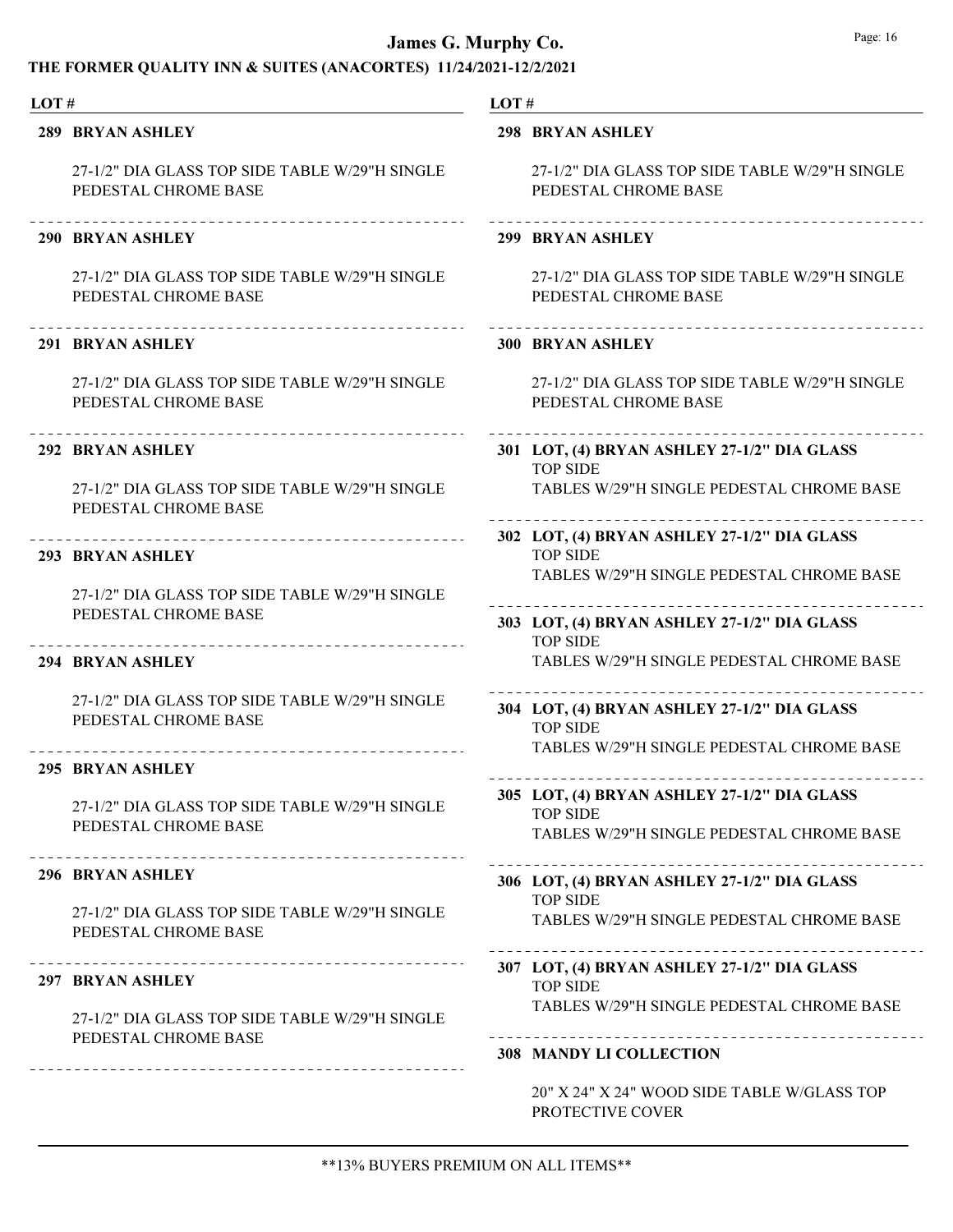**LOT #**

**289 BRYAN ASHLEY**

27-1/2" DIA GLASS TOP SIDE TABLE W/29"H SINGLE PEDESTAL CHROME BASE

---

**290 BRYAN ASHLEY**

27-1/2" DIA GLASS TOP SIDE TABLE W/29"H SINGLE PEDESTAL CHROME BASE

---

**291 BRYAN ASHLEY**

27-1/2" DIA GLASS TOP SIDE TABLE W/29"H SINGLE PEDESTAL CHROME BASE

---

**292 BRYAN ASHLEY**

27-1/2" DIA GLASS TOP SIDE TABLE W/29"H SINGLE PEDESTAL CHROME BASE

---

**293 BRYAN ASHLEY**

27-1/2" DIA GLASS TOP SIDE TABLE W/29"H SINGLE PEDESTAL CHROME BASE

---

**294 BRYAN ASHLEY**

27-1/2" DIA GLASS TOP SIDE TABLE W/29"H SINGLE PEDESTAL CHROME BASE

---

**295 BRYAN ASHLEY**

27-1/2" DIA GLASS TOP SIDE TABLE W/29"H SINGLE PEDESTAL CHROME BASE

---

**296 BRYAN ASHLEY**

27-1/2" DIA GLASS TOP SIDE TABLE W/29"H SINGLE PEDESTAL CHROME BASE

---

**297 BRYAN ASHLEY**

27-1/2" DIA GLASS TOP SIDE TABLE W/29"H SINGLE PEDESTAL CHROME BASE

---

**298 BRYAN ASHLEY**

27-1/2" DIA GLASS TOP SIDE TABLE W/29"H SINGLE PEDESTAL CHROME BASE

---

**299 BRYAN ASHLEY**

27-1/2" DIA GLASS TOP SIDE TABLE W/29"H SINGLE PEDESTAL CHROME BASE

---

**300 BRYAN ASHLEY**

27-1/2" DIA GLASS TOP SIDE TABLE W/29"H SINGLE PEDESTAL CHROME BASE

---

**301 LOT, (4) BRYAN ASHLEY 27-1/2" DIA GLASS**
TOP SIDE
TABLES W/29"H SINGLE PEDESTAL CHROME BASE

---

**302 LOT, (4) BRYAN ASHLEY 27-1/2" DIA GLASS**
TOP SIDE
TABLES W/29"H SINGLE PEDESTAL CHROME BASE

---

**303 LOT, (4) BRYAN ASHLEY 27-1/2" DIA GLASS**
TOP SIDE
TABLES W/29"H SINGLE PEDESTAL CHROME BASE

---

**304 LOT, (4) BRYAN ASHLEY 27-1/2" DIA GLASS**
TOP SIDE
TABLES W/29"H SINGLE PEDESTAL CHROME BASE

---

**305 LOT, (4) BRYAN ASHLEY 27-1/2" DIA GLASS**
TOP SIDE
TABLES W/29"H SINGLE PEDESTAL CHROME BASE

---

**306 LOT, (4) BRYAN ASHLEY 27-1/2" DIA GLASS**
TOP SIDE
TABLES W/29"H SINGLE PEDESTAL CHROME BASE

---

**307 LOT, (4) BRYAN ASHLEY 27-1/2" DIA GLASS**
TOP SIDE
TABLES W/29"H SINGLE PEDESTAL CHROME BASE

---

**308 MANDY LI COLLECTION**

20" X 24" X 24" WOOD SIDE TABLE W/GLASS TOP PROTECTIVE COVER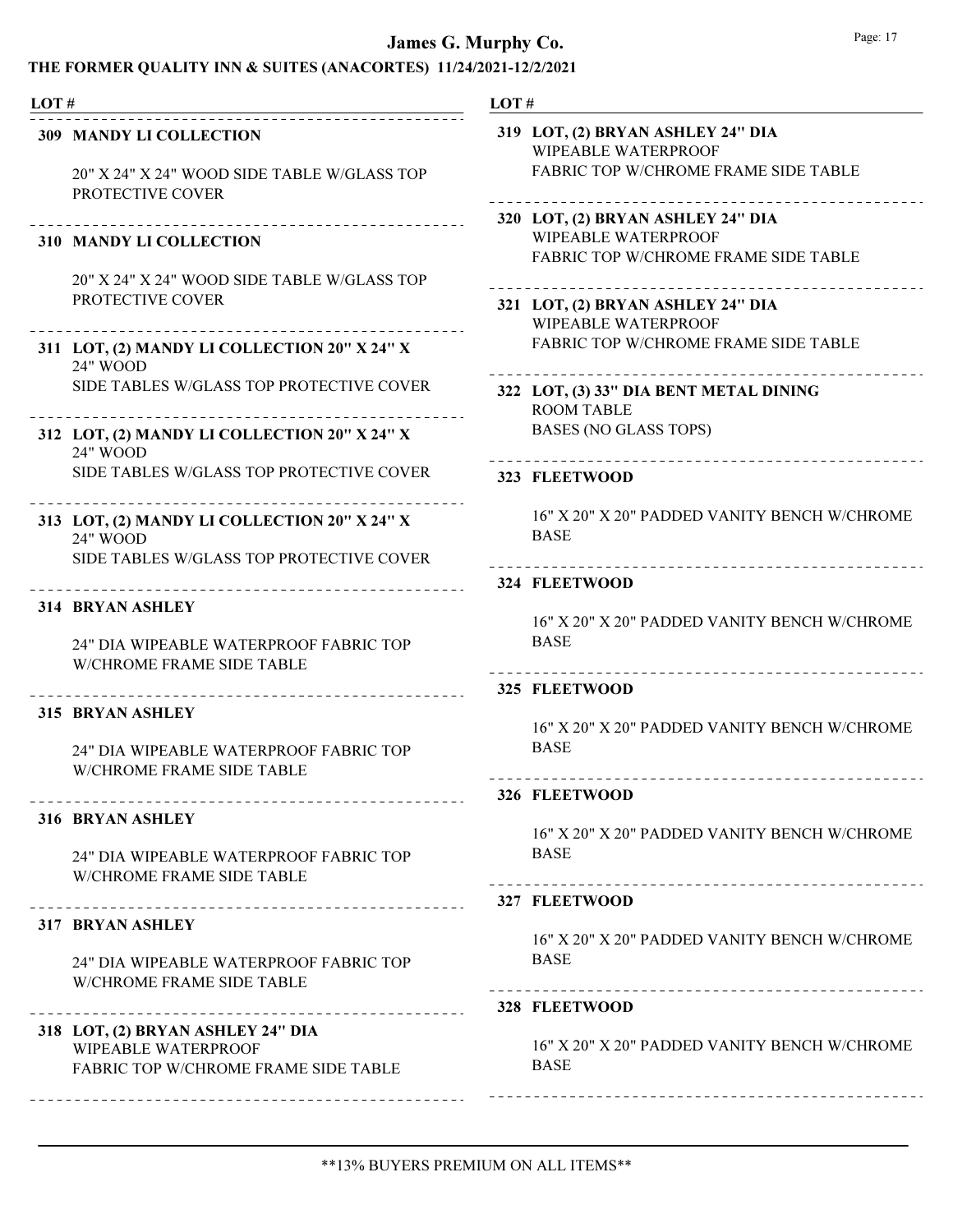**309 MANDY LI COLLECTION**

20" X 24" X 24" WOOD SIDE TABLE W/GLASS TOP PROTECTIVE COVER

---

**310 MANDY LI COLLECTION**

20" X 24" X 24" WOOD SIDE TABLE W/GLASS TOP PROTECTIVE COVER

---

**311 LOT, (2) MANDY LI COLLECTION 20" X 24" X** 24" WOOD SIDE TABLES W/GLASS TOP PROTECTIVE COVER

---

**312 LOT, (2) MANDY LI COLLECTION 20" X 24" X** 24" WOOD SIDE TABLES W/GLASS TOP PROTECTIVE COVER

---

**313 LOT, (2) MANDY LI COLLECTION 20" X 24" X** 24" WOOD SIDE TABLES W/GLASS TOP PROTECTIVE COVER

---

**314 BRYAN ASHLEY**

24" DIA WIPEABLE WATERPROOF FABRIC TOP W/CHROME FRAME SIDE TABLE

---

**315 BRYAN ASHLEY**

24" DIA WIPEABLE WATERPROOF FABRIC TOP W/CHROME FRAME SIDE TABLE

---

**316 BRYAN ASHLEY**

24" DIA WIPEABLE WATERPROOF FABRIC TOP W/CHROME FRAME SIDE TABLE

---

**317 BRYAN ASHLEY**

24" DIA WIPEABLE WATERPROOF FABRIC TOP W/CHROME FRAME SIDE TABLE

---

**318 LOT, (2) BRYAN ASHLEY 24" DIA** WIPEABLE WATERPROOF FABRIC TOP W/CHROME FRAME SIDE TABLE

---

**319 LOT, (2) BRYAN ASHLEY 24" DIA** WIPEABLE WATERPROOF FABRIC TOP W/CHROME FRAME SIDE TABLE

---

**320 LOT, (2) BRYAN ASHLEY 24" DIA** WIPEABLE WATERPROOF FABRIC TOP W/CHROME FRAME SIDE TABLE

---

**321 LOT, (2) BRYAN ASHLEY 24" DIA** WIPEABLE WATERPROOF FABRIC TOP W/CHROME FRAME SIDE TABLE

---

**322 LOT, (3) 33" DIA BENT METAL DINING** ROOM TABLE BASES (NO GLASS TOPS)

---

**323 FLEETWOOD**

16" X 20" X 20" PADDED VANITY BENCH W/CHROME BASE

---

**324 FLEETWOOD**

16" X 20" X 20" PADDED VANITY BENCH W/CHROME BASE

---

**325 FLEETWOOD**

16" X 20" X 20" PADDED VANITY BENCH W/CHROME BASE

---

**326 FLEETWOOD**

16" X 20" X 20" PADDED VANITY BENCH W/CHROME BASE

---

**327 FLEETWOOD**

16" X 20" X 20" PADDED VANITY BENCH W/CHROME BASE

---

**328 FLEETWOOD**

16" X 20" X 20" PADDED VANITY BENCH W/CHROME BASE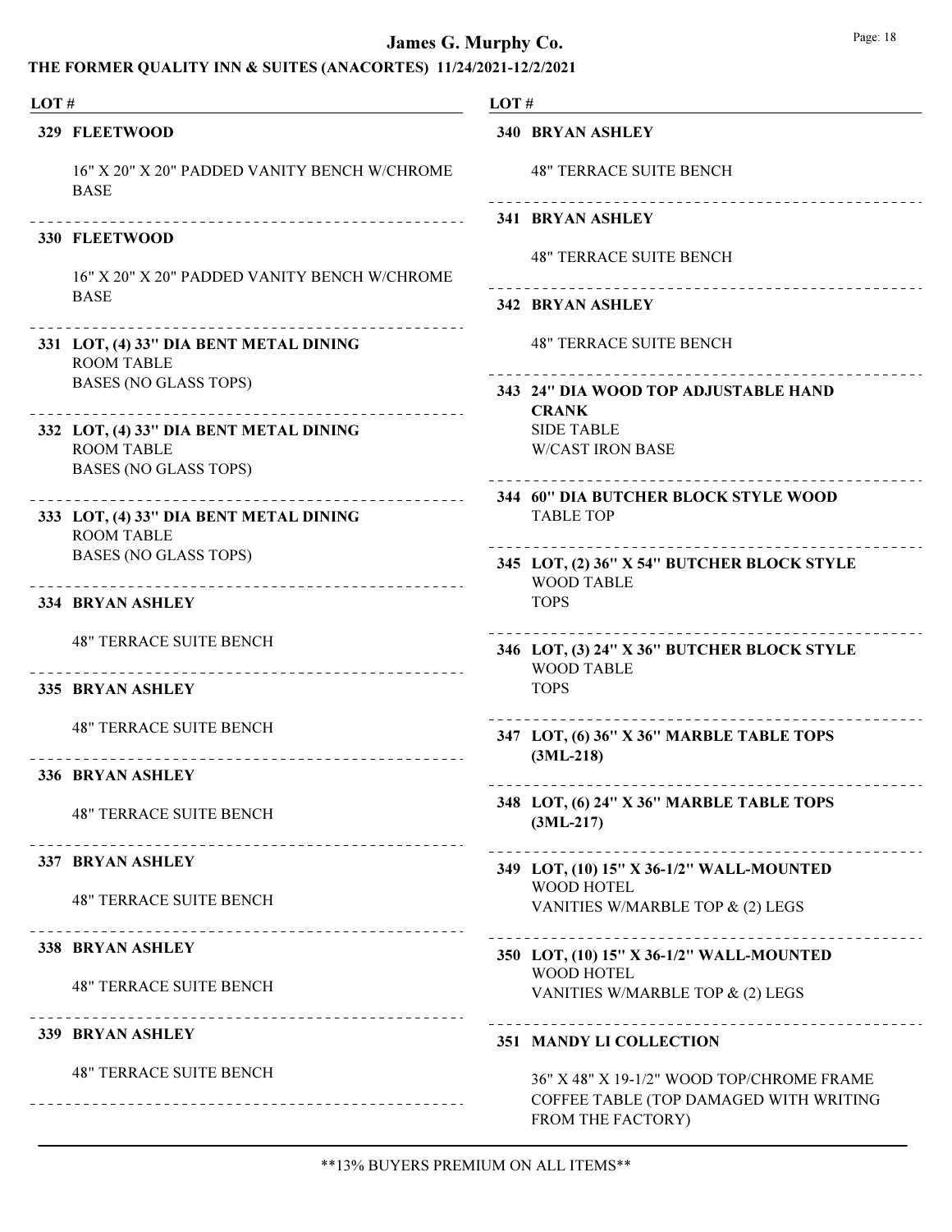**LOT #**

**329 FLEETWOOD**

16" X 20" X 20" PADDED VANITY BENCH W/CHROME BASE

---

**330 FLEETWOOD**

16" X 20" X 20" PADDED VANITY BENCH W/CHROME BASE

---

**331 LOT, (4) 33" DIA BENT METAL DINING** ROOM TABLE BASES (NO GLASS TOPS)

---

**332 LOT, (4) 33" DIA BENT METAL DINING** ROOM TABLE BASES (NO GLASS TOPS)

---

**333 LOT, (4) 33" DIA BENT METAL DINING** ROOM TABLE BASES (NO GLASS TOPS)

---

**334 BRYAN ASHLEY**

48" TERRACE SUITE BENCH

---

**335 BRYAN ASHLEY**

48" TERRACE SUITE BENCH

---

**336 BRYAN ASHLEY**

48" TERRACE SUITE BENCH

---

**337 BRYAN ASHLEY**

48" TERRACE SUITE BENCH

---

**338 BRYAN ASHLEY**

48" TERRACE SUITE BENCH

---

**339 BRYAN ASHLEY**

48" TERRACE SUITE BENCH

---

**340 BRYAN ASHLEY**

48" TERRACE SUITE BENCH

---

**341 BRYAN ASHLEY**

48" TERRACE SUITE BENCH

---

**342 BRYAN ASHLEY**

48" TERRACE SUITE BENCH

---

**343 24" DIA WOOD TOP ADJUSTABLE HAND CRANK** SIDE TABLE W/CAST IRON BASE

---

**344 60" DIA BUTCHER BLOCK STYLE WOOD** TABLE TOP

---

**345 LOT, (2) 36" X 54" BUTCHER BLOCK STYLE** WOOD TABLE TOPS

---

**346 LOT, (3) 24" X 36" BUTCHER BLOCK STYLE** WOOD TABLE TOPS

---

**347 LOT, (6) 36" X 36" MARBLE TABLE TOPS (3ML-218)**

---

**348 LOT, (6) 24" X 36" MARBLE TABLE TOPS (3ML-217)**

---

**349 LOT, (10) 15" X 36-1/2" WALL-MOUNTED** WOOD HOTEL VANITIES W/MARBLE TOP & (2) LEGS

---

**350 LOT, (10) 15" X 36-1/2" WALL-MOUNTED** WOOD HOTEL VANITIES W/MARBLE TOP & (2) LEGS

---

**351 MANDY LI COLLECTION**

36" X 48" X 19-1/2" WOOD TOP/CHROME FRAME COFFEE TABLE (TOP DAMAGED WITH WRITING FROM THE FACTORY)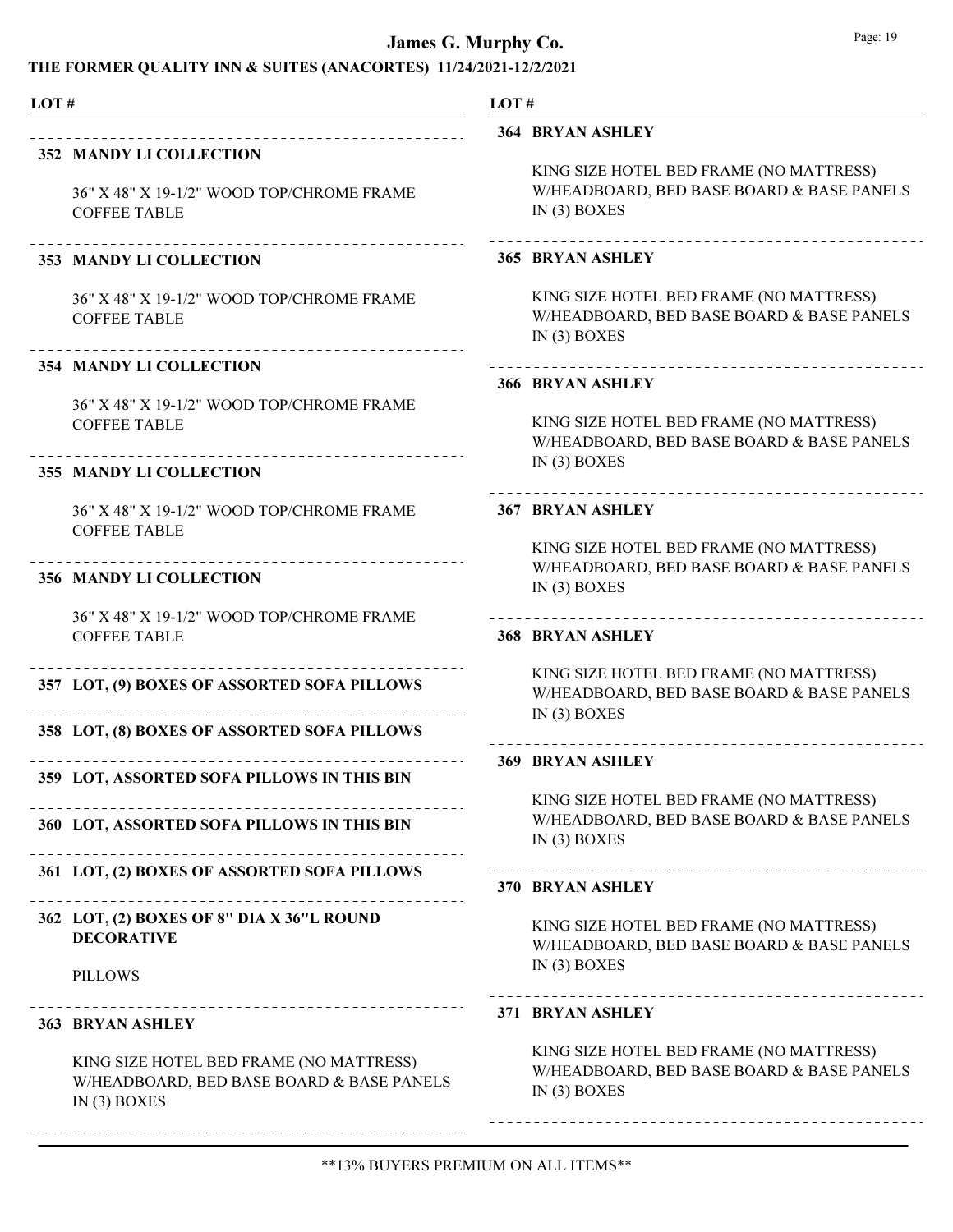# James G. Murphy Co.

## THE FORMER QUALITY INN & SUITES (ANACORTES) 11/24/2021-12/2/2021

**LOT #**

---

**352 MANDY LI COLLECTION**

36" X 48" X 19-1/2" WOOD TOP/CHROME FRAME COFFEE TABLE

---

**353 MANDY LI COLLECTION**

36" X 48" X 19-1/2" WOOD TOP/CHROME FRAME COFFEE TABLE

---

**354 MANDY LI COLLECTION**

36" X 48" X 19-1/2" WOOD TOP/CHROME FRAME COFFEE TABLE

---

**355 MANDY LI COLLECTION**

36" X 48" X 19-1/2" WOOD TOP/CHROME FRAME COFFEE TABLE

---

**356 MANDY LI COLLECTION**

36" X 48" X 19-1/2" WOOD TOP/CHROME FRAME COFFEE TABLE

---

**357 LOT, (9) BOXES OF ASSORTED SOFA PILLOWS**

---

**358 LOT, (8) BOXES OF ASSORTED SOFA PILLOWS**

---

**359 LOT, ASSORTED SOFA PILLOWS IN THIS BIN**

---

**360 LOT, ASSORTED SOFA PILLOWS IN THIS BIN**

---

**361 LOT, (2) BOXES OF ASSORTED SOFA PILLOWS**

---

**362 LOT, (2) BOXES OF 8" DIA X 36"L ROUND DECORATIVE**

PILLOWS

---

**363 BRYAN ASHLEY**

KING SIZE HOTEL BED FRAME (NO MATTRESS) W/HEADBOARD, BED BASE BOARD & BASE PANELS IN (3) BOXES

---

**364 BRYAN ASHLEY**

KING SIZE HOTEL BED FRAME (NO MATTRESS) W/HEADBOARD, BED BASE BOARD & BASE PANELS IN (3) BOXES

---

**365 BRYAN ASHLEY**

KING SIZE HOTEL BED FRAME (NO MATTRESS) W/HEADBOARD, BED BASE BOARD & BASE PANELS IN (3) BOXES

---

**366 BRYAN ASHLEY**

KING SIZE HOTEL BED FRAME (NO MATTRESS) W/HEADBOARD, BED BASE BOARD & BASE PANELS IN (3) BOXES

---

**367 BRYAN ASHLEY**

KING SIZE HOTEL BED FRAME (NO MATTRESS) W/HEADBOARD, BED BASE BOARD & BASE PANELS IN (3) BOXES

---

**368 BRYAN ASHLEY**

KING SIZE HOTEL BED FRAME (NO MATTRESS) W/HEADBOARD, BED BASE BOARD & BASE PANELS IN (3) BOXES

---

**369 BRYAN ASHLEY**

KING SIZE HOTEL BED FRAME (NO MATTRESS) W/HEADBOARD, BED BASE BOARD & BASE PANELS IN (3) BOXES

---

**370 BRYAN ASHLEY**

KING SIZE HOTEL BED FRAME (NO MATTRESS) W/HEADBOARD, BED BASE BOARD & BASE PANELS IN (3) BOXES

---

**371 BRYAN ASHLEY**

KING SIZE HOTEL BED FRAME (NO MATTRESS) W/HEADBOARD, BED BASE BOARD & BASE PANELS IN (3) BOXES

---

**13% BUYERS PREMIUM ON ALL ITEMS**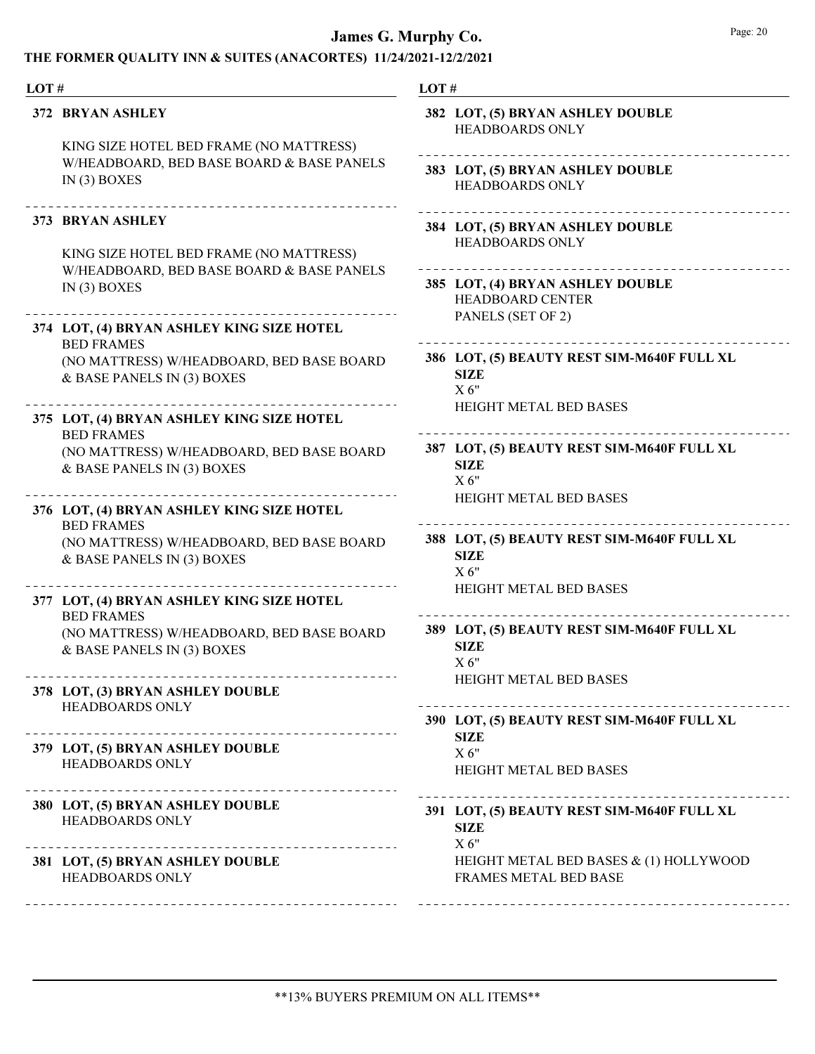# James G. Murphy Co.

## THE FORMER QUALITY INN & SUITES (ANACORTES) 11/24/2021-12/2/2021

| LOT # | |
|---|---|
| **372** | **BRYAN ASHLEY**<br>KING SIZE HOTEL BED FRAME (NO MATTRESS) W/HEADBOARD, BED BASE BOARD & BASE PANELS IN (3) BOXES |
| **373** | **BRYAN ASHLEY**<br>KING SIZE HOTEL BED FRAME (NO MATTRESS) W/HEADBOARD, BED BASE BOARD & BASE PANELS IN (3) BOXES |
| **374** | **LOT, (4) BRYAN ASHLEY KING SIZE HOTEL** BED FRAMES (NO MATTRESS) W/HEADBOARD, BED BASE BOARD & BASE PANELS IN (3) BOXES |
| **375** | **LOT, (4) BRYAN ASHLEY KING SIZE HOTEL** BED FRAMES (NO MATTRESS) W/HEADBOARD, BED BASE BOARD & BASE PANELS IN (3) BOXES |
| **376** | **LOT, (4) BRYAN ASHLEY KING SIZE HOTEL** BED FRAMES (NO MATTRESS) W/HEADBOARD, BED BASE BOARD & BASE PANELS IN (3) BOXES |
| **377** | **LOT, (4) BRYAN ASHLEY KING SIZE HOTEL** BED FRAMES (NO MATTRESS) W/HEADBOARD, BED BASE BOARD & BASE PANELS IN (3) BOXES |
| **378** | **LOT, (3) BRYAN ASHLEY DOUBLE** HEADBOARDS ONLY |
| **379** | **LOT, (5) BRYAN ASHLEY DOUBLE** HEADBOARDS ONLY |
| **380** | **LOT, (5) BRYAN ASHLEY DOUBLE** HEADBOARDS ONLY |
| **381** | **LOT, (5) BRYAN ASHLEY DOUBLE** HEADBOARDS ONLY |
| **382** | **LOT, (5) BRYAN ASHLEY DOUBLE** HEADBOARDS ONLY |
| **383** | **LOT, (5) BRYAN ASHLEY DOUBLE** HEADBOARDS ONLY |
| **384** | **LOT, (5) BRYAN ASHLEY DOUBLE** HEADBOARDS ONLY |
| **385** | **LOT, (4) BRYAN ASHLEY DOUBLE** HEADBOARD CENTER PANELS (SET OF 2) |
| **386** | **LOT, (5) BEAUTY REST SIM-M640F FULL XL SIZE** X 6" HEIGHT METAL BED BASES |
| **387** | **LOT, (5) BEAUTY REST SIM-M640F FULL XL SIZE** X 6" HEIGHT METAL BED BASES |
| **388** | **LOT, (5) BEAUTY REST SIM-M640F FULL XL SIZE** X 6" HEIGHT METAL BED BASES |
| **389** | **LOT, (5) BEAUTY REST SIM-M640F FULL XL SIZE** X 6" HEIGHT METAL BED BASES |
| **390** | **LOT, (5) BEAUTY REST SIM-M640F FULL XL SIZE** X 6" HEIGHT METAL BED BASES |
| **391** | **LOT, (5) BEAUTY REST SIM-M640F FULL XL SIZE** X 6" HEIGHT METAL BED BASES & (1) HOLLYWOOD FRAMES METAL BED BASE |

**13% BUYERS PREMIUM ON ALL ITEMS**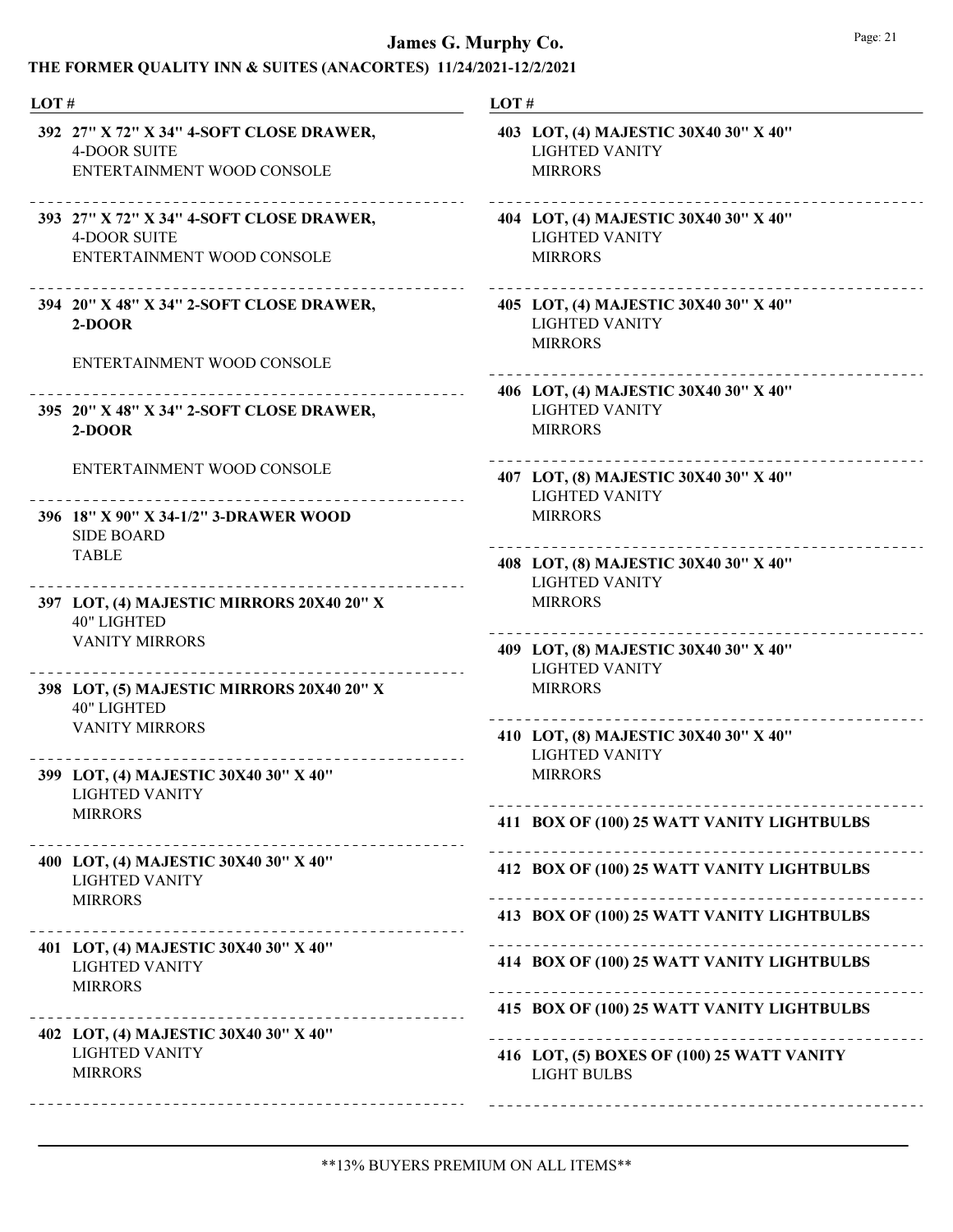| LOT # | |
|---|---|
| 392 | **27" X 72" X 34" 4-SOFT CLOSE DRAWER,** 4-DOOR SUITE ENTERTAINMENT WOOD CONSOLE |
| 393 | **27" X 72" X 34" 4-SOFT CLOSE DRAWER,** 4-DOOR SUITE ENTERTAINMENT WOOD CONSOLE |
| 394 | **20" X 48" X 34" 2-SOFT CLOSE DRAWER, 2-DOOR** ENTERTAINMENT WOOD CONSOLE |
| 395 | **20" X 48" X 34" 2-SOFT CLOSE DRAWER, 2-DOOR** ENTERTAINMENT WOOD CONSOLE |
| 396 | **18" X 90" X 34-1/2" 3-DRAWER WOOD** SIDE BOARD TABLE |
| 397 | **LOT, (4) MAJESTIC MIRRORS 20X40 20" X** 40" LIGHTED VANITY MIRRORS |
| 398 | **LOT, (5) MAJESTIC MIRRORS 20X40 20" X** 40" LIGHTED VANITY MIRRORS |
| 399 | **LOT, (4) MAJESTIC 30X40 30" X 40"** LIGHTED VANITY MIRRORS |
| 400 | **LOT, (4) MAJESTIC 30X40 30" X 40"** LIGHTED VANITY MIRRORS |
| 401 | **LOT, (4) MAJESTIC 30X40 30" X 40"** LIGHTED VANITY MIRRORS |
| 402 | **LOT, (4) MAJESTIC 30X40 30" X 40"** LIGHTED VANITY MIRRORS |
| 403 | **LOT, (4) MAJESTIC 30X40 30" X 40"** LIGHTED VANITY MIRRORS |
| 404 | **LOT, (4) MAJESTIC 30X40 30" X 40"** LIGHTED VANITY MIRRORS |
| 405 | **LOT, (4) MAJESTIC 30X40 30" X 40"** LIGHTED VANITY MIRRORS |
| 406 | **LOT, (4) MAJESTIC 30X40 30" X 40"** LIGHTED VANITY MIRRORS |
| 407 | **LOT, (8) MAJESTIC 30X40 30" X 40"** LIGHTED VANITY MIRRORS |
| 408 | **LOT, (8) MAJESTIC 30X40 30" X 40"** LIGHTED VANITY MIRRORS |
| 409 | **LOT, (8) MAJESTIC 30X40 30" X 40"** LIGHTED VANITY MIRRORS |
| 410 | **LOT, (8) MAJESTIC 30X40 30" X 40"** LIGHTED VANITY MIRRORS |
| 411 | **BOX OF (100) 25 WATT VANITY LIGHTBULBS** |
| 412 | **BOX OF (100) 25 WATT VANITY LIGHTBULBS** |
| 413 | **BOX OF (100) 25 WATT VANITY LIGHTBULBS** |
| 414 | **BOX OF (100) 25 WATT VANITY LIGHTBULBS** |
| 415 | **BOX OF (100) 25 WATT VANITY LIGHTBULBS** |
| 416 | **LOT, (5) BOXES OF (100) 25 WATT VANITY** LIGHT BULBS |

**13% BUYERS PREMIUM ON ALL ITEMS**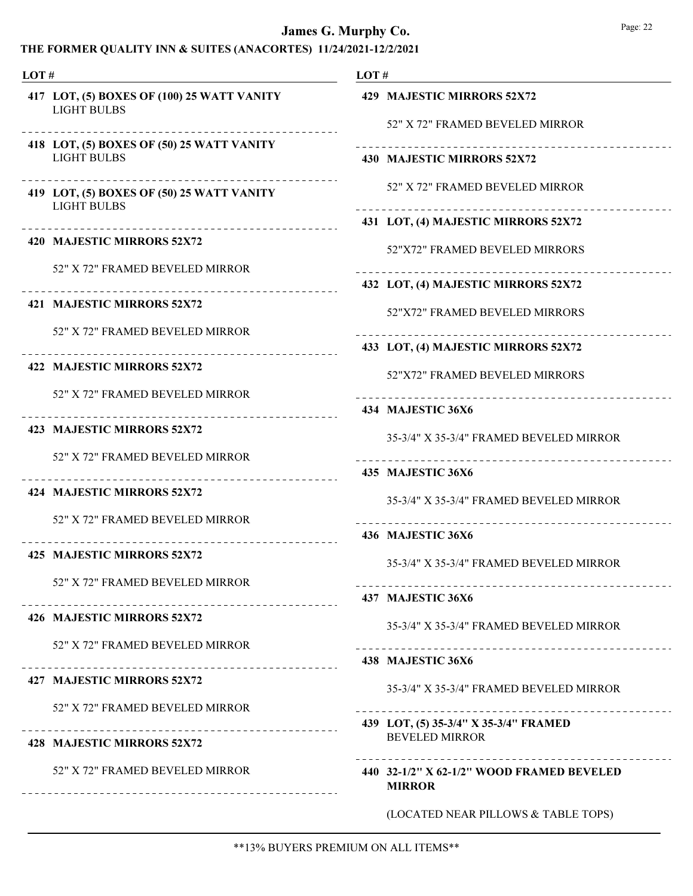LOT #

**417 LOT, (5) BOXES OF (100) 25 WATT VANITY** LIGHT BULBS

**418 LOT, (5) BOXES OF (50) 25 WATT VANITY** LIGHT BULBS

**419 LOT, (5) BOXES OF (50) 25 WATT VANITY** LIGHT BULBS

**420 MAJESTIC MIRRORS 52X72**

52" X 72" FRAMED BEVELED MIRROR

**421 MAJESTIC MIRRORS 52X72**

52" X 72" FRAMED BEVELED MIRROR

**422 MAJESTIC MIRRORS 52X72**

52" X 72" FRAMED BEVELED MIRROR

**423 MAJESTIC MIRRORS 52X72**

52" X 72" FRAMED BEVELED MIRROR

**424 MAJESTIC MIRRORS 52X72**

52" X 72" FRAMED BEVELED MIRROR

**425 MAJESTIC MIRRORS 52X72**

52" X 72" FRAMED BEVELED MIRROR

**426 MAJESTIC MIRRORS 52X72**

52" X 72" FRAMED BEVELED MIRROR

**427 MAJESTIC MIRRORS 52X72**

52" X 72" FRAMED BEVELED MIRROR

**428 MAJESTIC MIRRORS 52X72**

52" X 72" FRAMED BEVELED MIRROR

**429 MAJESTIC MIRRORS 52X72**

52" X 72" FRAMED BEVELED MIRROR

**430 MAJESTIC MIRRORS 52X72**

52" X 72" FRAMED BEVELED MIRROR

**431 LOT, (4) MAJESTIC MIRRORS 52X72**

52"X72" FRAMED BEVELED MIRRORS

**432 LOT, (4) MAJESTIC MIRRORS 52X72**

52"X72" FRAMED BEVELED MIRRORS

**433 LOT, (4) MAJESTIC MIRRORS 52X72**

52"X72" FRAMED BEVELED MIRRORS

**434 MAJESTIC 36X6**

35-3/4" X 35-3/4" FRAMED BEVELED MIRROR

**435 MAJESTIC 36X6**

35-3/4" X 35-3/4" FRAMED BEVELED MIRROR

**436 MAJESTIC 36X6**

35-3/4" X 35-3/4" FRAMED BEVELED MIRROR

**437 MAJESTIC 36X6**

35-3/4" X 35-3/4" FRAMED BEVELED MIRROR

**438 MAJESTIC 36X6**

35-3/4" X 35-3/4" FRAMED BEVELED MIRROR

**439 LOT, (5) 35-3/4" X 35-3/4" FRAMED** BEVELED MIRROR

**440 32-1/2" X 62-1/2" WOOD FRAMED BEVELED MIRROR**

(LOCATED NEAR PILLOWS & TABLE TOPS)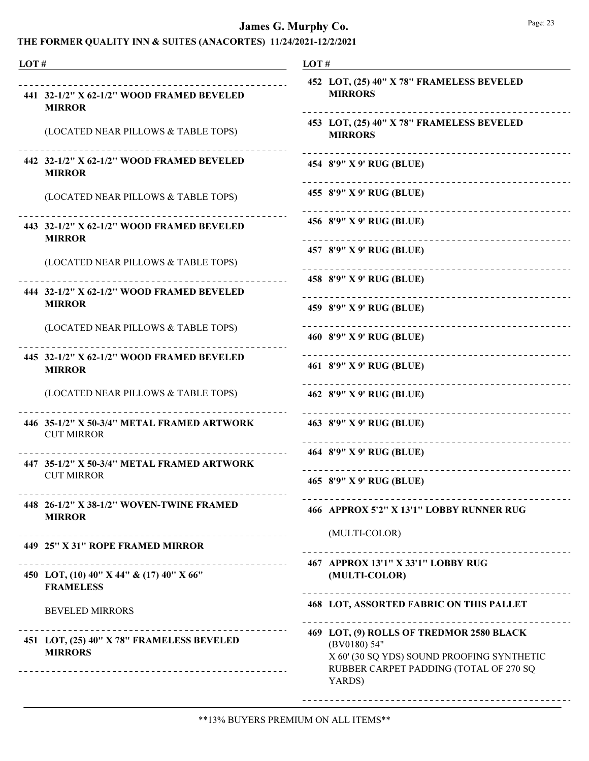# James G. Murphy Co.

## THE FORMER QUALITY INN & SUITES (ANACORTES) 11/24/2021-12/2/2021

| LOT # | DESCRIPTION |
|---|---|
| 441 | 32-1/2" X 62-1/2" WOOD FRAMED BEVELED MIRROR<br>(LOCATED NEAR PILLOWS & TABLE TOPS) |
| 442 | 32-1/2" X 62-1/2" WOOD FRAMED BEVELED MIRROR<br>(LOCATED NEAR PILLOWS & TABLE TOPS) |
| 443 | 32-1/2" X 62-1/2" WOOD FRAMED BEVELED MIRROR<br>(LOCATED NEAR PILLOWS & TABLE TOPS) |
| 444 | 32-1/2" X 62-1/2" WOOD FRAMED BEVELED MIRROR<br>(LOCATED NEAR PILLOWS & TABLE TOPS) |
| 445 | 32-1/2" X 62-1/2" WOOD FRAMED BEVELED MIRROR<br>(LOCATED NEAR PILLOWS & TABLE TOPS) |
| 446 | 35-1/2" X 50-3/4" METAL FRAMED ARTWORK CUT MIRROR |
| 447 | 35-1/2" X 50-3/4" METAL FRAMED ARTWORK CUT MIRROR |
| 448 | 26-1/2" X 38-1/2" WOVEN-TWINE FRAMED MIRROR |
| 449 | 25" X 31" ROPE FRAMED MIRROR |
| 450 | LOT, (10) 40" X 44" & (17) 40" X 66" FRAMELESS<br>BEVELED MIRRORS |
| 451 | LOT, (25) 40" X 78" FRAMELESS BEVELED MIRRORS |
| 452 | LOT, (25) 40" X 78" FRAMELESS BEVELED MIRRORS |
| 453 | LOT, (25) 40" X 78" FRAMELESS BEVELED MIRRORS |
| 454 | 8'9" X 9' RUG (BLUE) |
| 455 | 8'9" X 9' RUG (BLUE) |
| 456 | 8'9" X 9' RUG (BLUE) |
| 457 | 8'9" X 9' RUG (BLUE) |
| 458 | 8'9" X 9' RUG (BLUE) |
| 459 | 8'9" X 9' RUG (BLUE) |
| 460 | 8'9" X 9' RUG (BLUE) |
| 461 | 8'9" X 9' RUG (BLUE) |
| 462 | 8'9" X 9' RUG (BLUE) |
| 463 | 8'9" X 9' RUG (BLUE) |
| 464 | 8'9" X 9' RUG (BLUE) |
| 465 | 8'9" X 9' RUG (BLUE) |
| 466 | APPROX 5'2" X 13'1" LOBBY RUNNER RUG<br>(MULTI-COLOR) |
| 467 | APPROX 13'1" X 33'1" LOBBY RUG (MULTI-COLOR) |
| 468 | LOT, ASSORTED FABRIC ON THIS PALLET |
| 469 | LOT, (9) ROLLS OF TREDMOR 2580 BLACK (BV0180) 54"<br>X 60' (30 SQ YDS) SOUND PROOFING SYNTHETIC RUBBER CARPET PADDING (TOTAL OF 270 SQ YARDS) |

**13% BUYERS PREMIUM ON ALL ITEMS**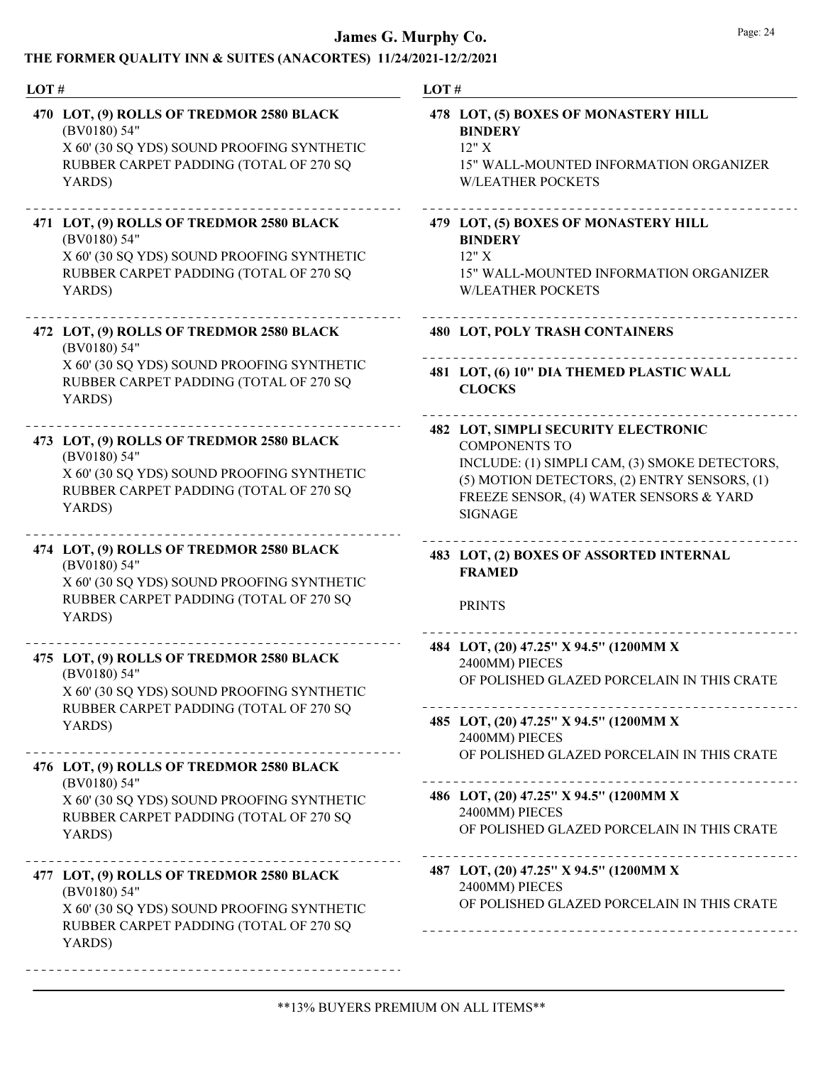**LOT #**

**470 LOT, (9) ROLLS OF TREDMOR 2580 BLACK** (BV0180) 54" X 60' (30 SQ YDS) SOUND PROOFING SYNTHETIC RUBBER CARPET PADDING (TOTAL OF 270 SQ YARDS)

---

**471 LOT, (9) ROLLS OF TREDMOR 2580 BLACK** (BV0180) 54" X 60' (30 SQ YDS) SOUND PROOFING SYNTHETIC RUBBER CARPET PADDING (TOTAL OF 270 SQ YARDS)

---

**472 LOT, (9) ROLLS OF TREDMOR 2580 BLACK** (BV0180) 54" X 60' (30 SQ YDS) SOUND PROOFING SYNTHETIC RUBBER CARPET PADDING (TOTAL OF 270 SQ YARDS)

---

**473 LOT, (9) ROLLS OF TREDMOR 2580 BLACK** (BV0180) 54" X 60' (30 SQ YDS) SOUND PROOFING SYNTHETIC RUBBER CARPET PADDING (TOTAL OF 270 SQ YARDS)

---

**474 LOT, (9) ROLLS OF TREDMOR 2580 BLACK** (BV0180) 54" X 60' (30 SQ YDS) SOUND PROOFING SYNTHETIC RUBBER CARPET PADDING (TOTAL OF 270 SQ YARDS)

---

**475 LOT, (9) ROLLS OF TREDMOR 2580 BLACK** (BV0180) 54" X 60' (30 SQ YDS) SOUND PROOFING SYNTHETIC RUBBER CARPET PADDING (TOTAL OF 270 SQ YARDS)

---

**476 LOT, (9) ROLLS OF TREDMOR 2580 BLACK** (BV0180) 54" X 60' (30 SQ YDS) SOUND PROOFING SYNTHETIC RUBBER CARPET PADDING (TOTAL OF 270 SQ YARDS)

---

**477 LOT, (9) ROLLS OF TREDMOR 2580 BLACK** (BV0180) 54" X 60' (30 SQ YDS) SOUND PROOFING SYNTHETIC RUBBER CARPET PADDING (TOTAL OF 270 SQ YARDS)

---

**478 LOT, (5) BOXES OF MONASTERY HILL BINDERY** 12" X 15" WALL-MOUNTED INFORMATION ORGANIZER W/LEATHER POCKETS

---

**479 LOT, (5) BOXES OF MONASTERY HILL BINDERY** 12" X 15" WALL-MOUNTED INFORMATION ORGANIZER W/LEATHER POCKETS

---

**480 LOT, POLY TRASH CONTAINERS**

---

**481 LOT, (6) 10" DIA THEMED PLASTIC WALL CLOCKS**

---

**482 LOT, SIMPLI SECURITY ELECTRONIC** COMPONENTS TO INCLUDE: (1) SIMPLI CAM, (3) SMOKE DETECTORS, (5) MOTION DETECTORS, (2) ENTRY SENSORS, (1) FREEZE SENSOR, (4) WATER SENSORS & YARD SIGNAGE

---

**483 LOT, (2) BOXES OF ASSORTED INTERNAL FRAMED**

PRINTS

---

**484 LOT, (20) 47.25" X 94.5" (1200MM X** 2400MM) PIECES OF POLISHED GLAZED PORCELAIN IN THIS CRATE

---

**485 LOT, (20) 47.25" X 94.5" (1200MM X** 2400MM) PIECES OF POLISHED GLAZED PORCELAIN IN THIS CRATE

---

**486 LOT, (20) 47.25" X 94.5" (1200MM X** 2400MM) PIECES OF POLISHED GLAZED PORCELAIN IN THIS CRATE

---

**487 LOT, (20) 47.25" X 94.5" (1200MM X** 2400MM) PIECES OF POLISHED GLAZED PORCELAIN IN THIS CRATE

---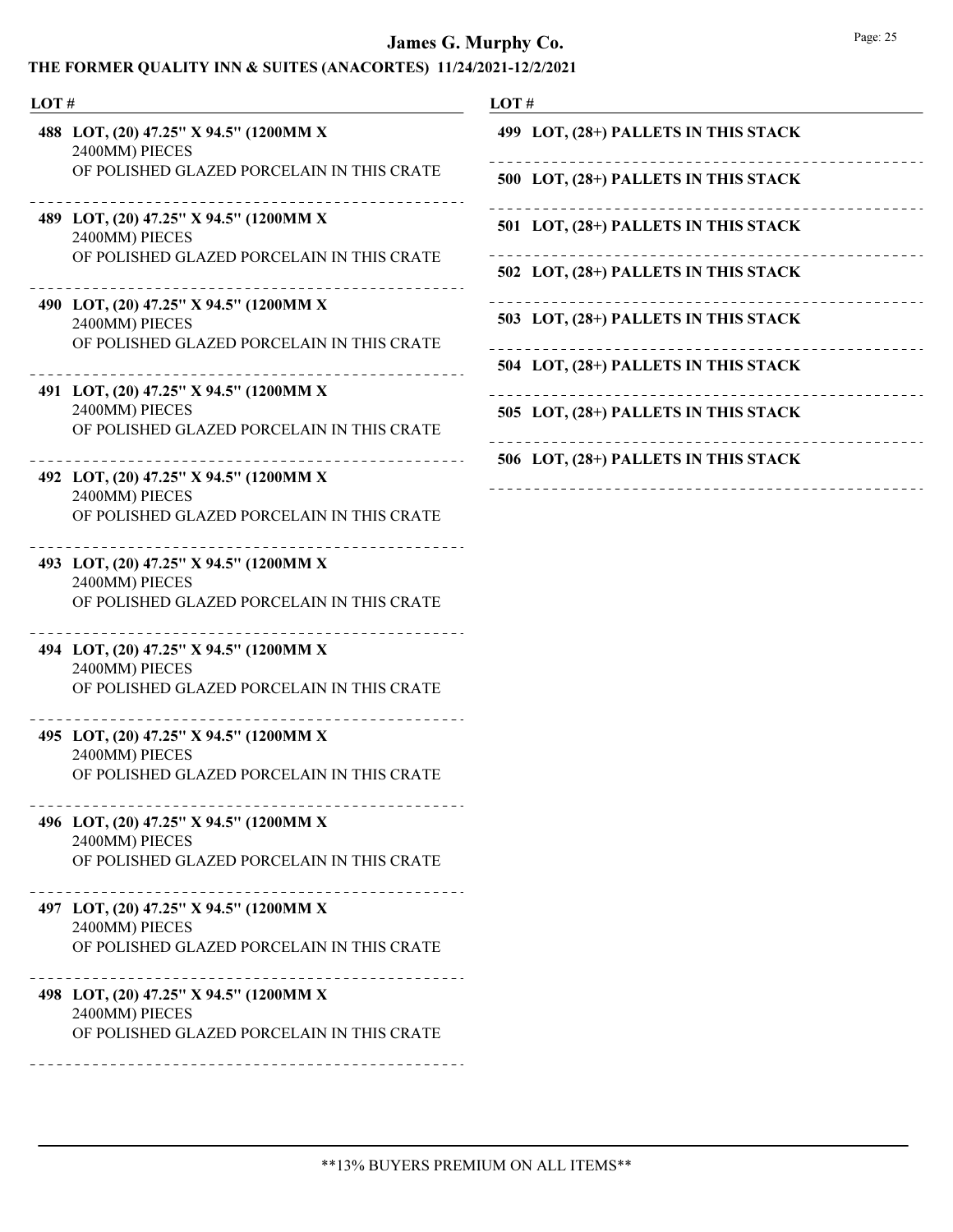| LOT # | |
|---|---|
| 488 | LOT, (20) 47.25" X 94.5" (1200MM X 2400MM) PIECES OF POLISHED GLAZED PORCELAIN IN THIS CRATE |
| 489 | LOT, (20) 47.25" X 94.5" (1200MM X 2400MM) PIECES OF POLISHED GLAZED PORCELAIN IN THIS CRATE |
| 490 | LOT, (20) 47.25" X 94.5" (1200MM X 2400MM) PIECES OF POLISHED GLAZED PORCELAIN IN THIS CRATE |
| 491 | LOT, (20) 47.25" X 94.5" (1200MM X 2400MM) PIECES OF POLISHED GLAZED PORCELAIN IN THIS CRATE |
| 492 | LOT, (20) 47.25" X 94.5" (1200MM X 2400MM) PIECES OF POLISHED GLAZED PORCELAIN IN THIS CRATE |
| 493 | LOT, (20) 47.25" X 94.5" (1200MM X 2400MM) PIECES OF POLISHED GLAZED PORCELAIN IN THIS CRATE |
| 494 | LOT, (20) 47.25" X 94.5" (1200MM X 2400MM) PIECES OF POLISHED GLAZED PORCELAIN IN THIS CRATE |
| 495 | LOT, (20) 47.25" X 94.5" (1200MM X 2400MM) PIECES OF POLISHED GLAZED PORCELAIN IN THIS CRATE |
| 496 | LOT, (20) 47.25" X 94.5" (1200MM X 2400MM) PIECES OF POLISHED GLAZED PORCELAIN IN THIS CRATE |
| 497 | LOT, (20) 47.25" X 94.5" (1200MM X 2400MM) PIECES OF POLISHED GLAZED PORCELAIN IN THIS CRATE |
| 498 | LOT, (20) 47.25" X 94.5" (1200MM X 2400MM) PIECES OF POLISHED GLAZED PORCELAIN IN THIS CRATE |
| 499 | LOT, (28+) PALLETS IN THIS STACK |
| 500 | LOT, (28+) PALLETS IN THIS STACK |
| 501 | LOT, (28+) PALLETS IN THIS STACK |
| 502 | LOT, (28+) PALLETS IN THIS STACK |
| 503 | LOT, (28+) PALLETS IN THIS STACK |
| 504 | LOT, (28+) PALLETS IN THIS STACK |
| 505 | LOT, (28+) PALLETS IN THIS STACK |
| 506 | LOT, (28+) PALLETS IN THIS STACK |